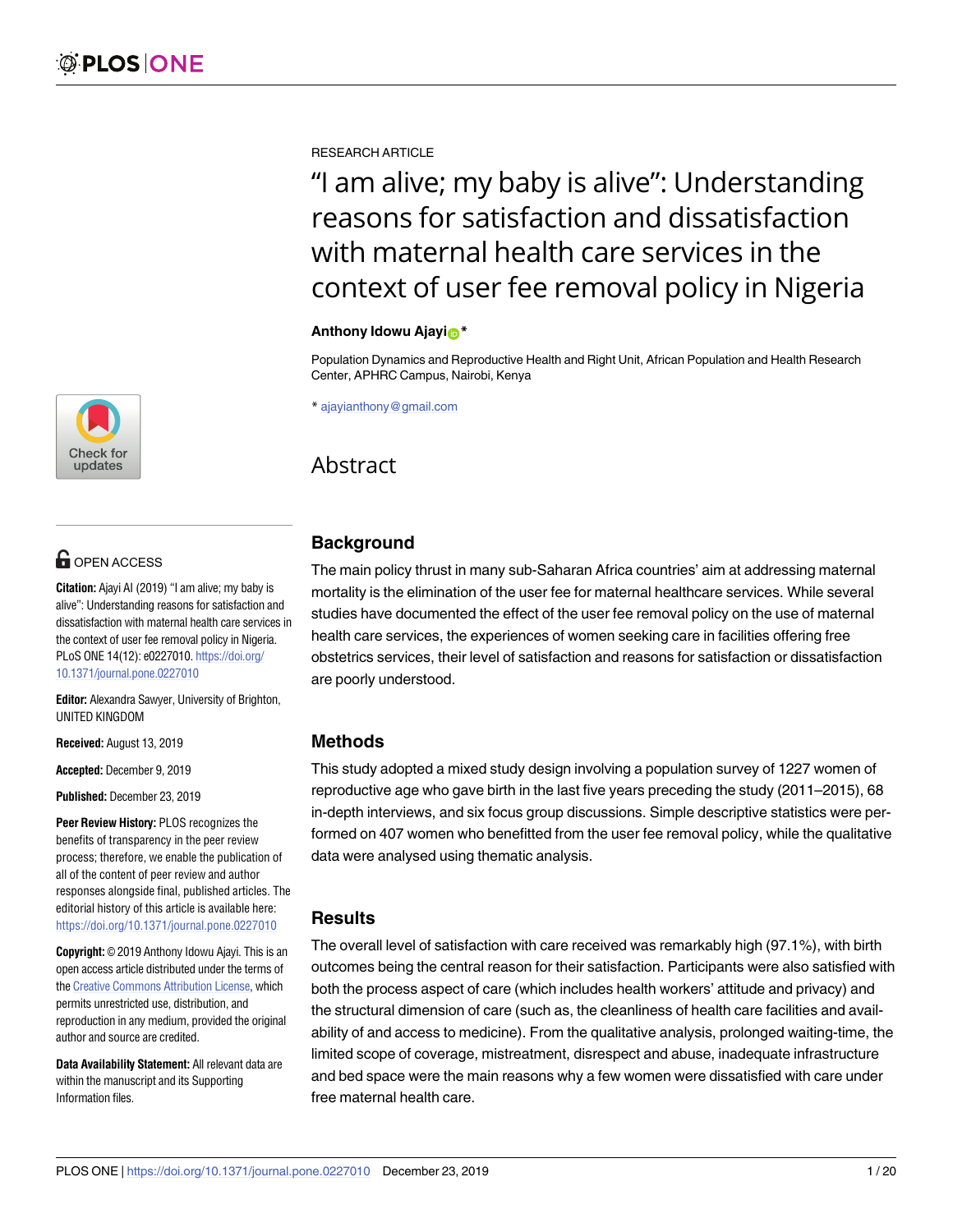RESEARCH ARTICLE

# "I am alive; my baby is alive": Understanding reasons for satisfaction and dissatisfaction with maternal health care services in the context of user fee removal policy in Nigeria

**Anthony Idowu Ajayi***

Population Dynamics and Reproductive Health and Right Unit, African Population and Health Research Center, APHRC Campus, Nairobi, Kenya

* ajayianthony@gmail.com

OPEN ACCESS

**Citation:** Ajayi AI (2019) "I am alive; my baby is alive": Understanding reasons for satisfaction and dissatisfaction with maternal health care services in the context of user fee removal policy in Nigeria. PLoS ONE 14(12): e0227010. https://doi.org/10.1371/journal.pone.0227010

**Editor:** Alexandra Sawyer, University of Brighton, UNITED KINGDOM

**Received:** August 13, 2019

**Accepted:** December 9, 2019

**Published:** December 23, 2019

**Peer Review History:** PLOS recognizes the benefits of transparency in the peer review process; therefore, we enable the publication of all of the content of peer review and author responses alongside final, published articles. The editorial history of this article is available here: https://doi.org/10.1371/journal.pone.0227010

**Copyright:** © 2019 Anthony Idowu Ajayi. This is an open access article distributed under the terms of the Creative Commons Attribution License, which permits unrestricted use, distribution, and reproduction in any medium, provided the original author and source are credited.

**Data Availability Statement:** All relevant data are within the manuscript and its Supporting Information files.

## Abstract

### Background

The main policy thrust in many sub-Saharan Africa countries' aim at addressing maternal mortality is the elimination of the user fee for maternal healthcare services. While several studies have documented the effect of the user fee removal policy on the use of maternal health care services, the experiences of women seeking care in facilities offering free obstetrics services, their level of satisfaction and reasons for satisfaction or dissatisfaction are poorly understood.

### Methods

This study adopted a mixed study design involving a population survey of 1227 women of reproductive age who gave birth in the last five years preceding the study (2011–2015), 68 in-depth interviews, and six focus group discussions. Simple descriptive statistics were performed on 407 women who benefitted from the user fee removal policy, while the qualitative data were analysed using thematic analysis.

### Results

The overall level of satisfaction with care received was remarkably high (97.1%), with birth outcomes being the central reason for their satisfaction. Participants were also satisfied with both the process aspect of care (which includes health workers' attitude and privacy) and the structural dimension of care (such as, the cleanliness of health care facilities and availability of and access to medicine). From the qualitative analysis, prolonged waiting-time, the limited scope of coverage, mistreatment, disrespect and abuse, inadequate infrastructure and bed space were the main reasons why a few women were dissatisfied with care under free maternal health care.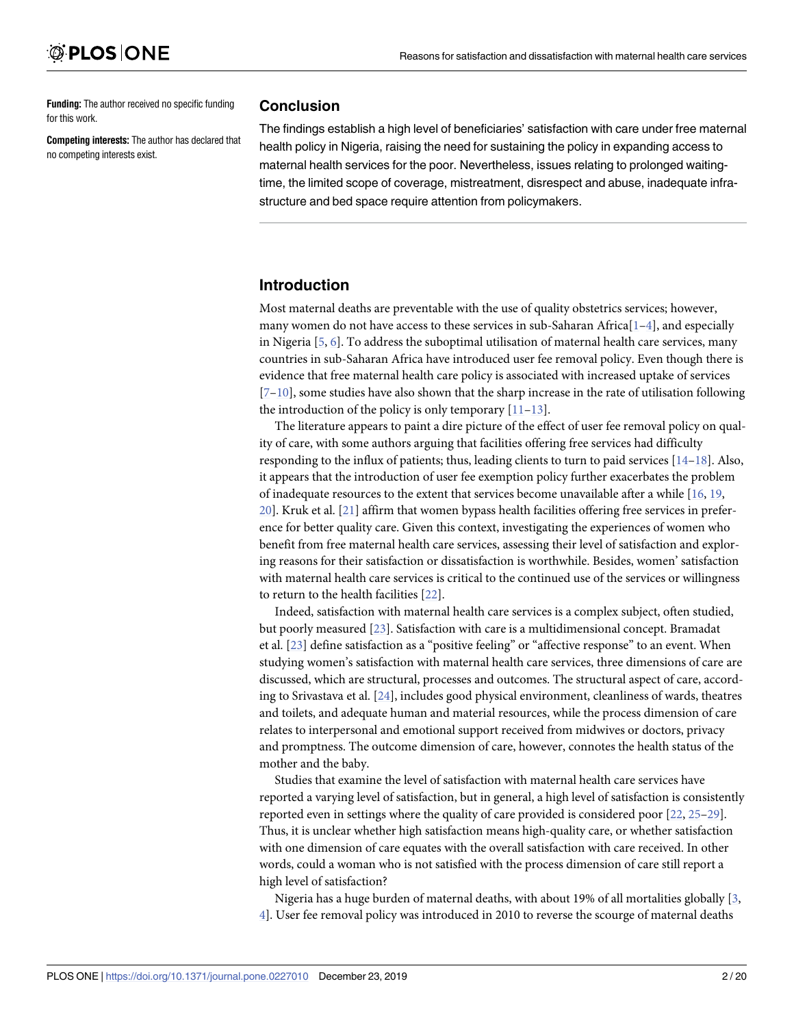**Funding:** The author received no specific funding for this work.

**Competing interests:** The author has declared that no competing interests exist.

## Conclusion

The findings establish a high level of beneficiaries' satisfaction with care under free maternal health policy in Nigeria, raising the need for sustaining the policy in expanding access to maternal health services for the poor. Nevertheless, issues relating to prolonged waiting-time, the limited scope of coverage, mistreatment, disrespect and abuse, inadequate infrastructure and bed space require attention from policymakers.

## Introduction

Most maternal deaths are preventable with the use of quality obstetrics services; however, many women do not have access to these services in sub-Saharan Africa[1–4], and especially in Nigeria [5, 6]. To address the suboptimal utilisation of maternal health care services, many countries in sub-Saharan Africa have introduced user fee removal policy. Even though there is evidence that free maternal health care policy is associated with increased uptake of services [7–10], some studies have also shown that the sharp increase in the rate of utilisation following the introduction of the policy is only temporary [11–13].

The literature appears to paint a dire picture of the effect of user fee removal policy on quality of care, with some authors arguing that facilities offering free services had difficulty responding to the influx of patients; thus, leading clients to turn to paid services [14–18]. Also, it appears that the introduction of user fee exemption policy further exacerbates the problem of inadequate resources to the extent that services become unavailable after a while [16, 19, 20]. Kruk et al. [21] affirm that women bypass health facilities offering free services in preference for better quality care. Given this context, investigating the experiences of women who benefit from free maternal health care services, assessing their level of satisfaction and exploring reasons for their satisfaction or dissatisfaction is worthwhile. Besides, women' satisfaction with maternal health care services is critical to the continued use of the services or willingness to return to the health facilities [22].

Indeed, satisfaction with maternal health care services is a complex subject, often studied, but poorly measured [23]. Satisfaction with care is a multidimensional concept. Bramadat et al. [23] define satisfaction as a "positive feeling" or "affective response" to an event. When studying women's satisfaction with maternal health care services, three dimensions of care are discussed, which are structural, processes and outcomes. The structural aspect of care, according to Srivastava et al. [24], includes good physical environment, cleanliness of wards, theatres and toilets, and adequate human and material resources, while the process dimension of care relates to interpersonal and emotional support received from midwives or doctors, privacy and promptness. The outcome dimension of care, however, connotes the health status of the mother and the baby.

Studies that examine the level of satisfaction with maternal health care services have reported a varying level of satisfaction, but in general, a high level of satisfaction is consistently reported even in settings where the quality of care provided is considered poor [22, 25–29]. Thus, it is unclear whether high satisfaction means high-quality care, or whether satisfaction with one dimension of care equates with the overall satisfaction with care received. In other words, could a woman who is not satisfied with the process dimension of care still report a high level of satisfaction?

Nigeria has a huge burden of maternal deaths, with about 19% of all mortalities globally [3, 4]. User fee removal policy was introduced in 2010 to reverse the scourge of maternal deaths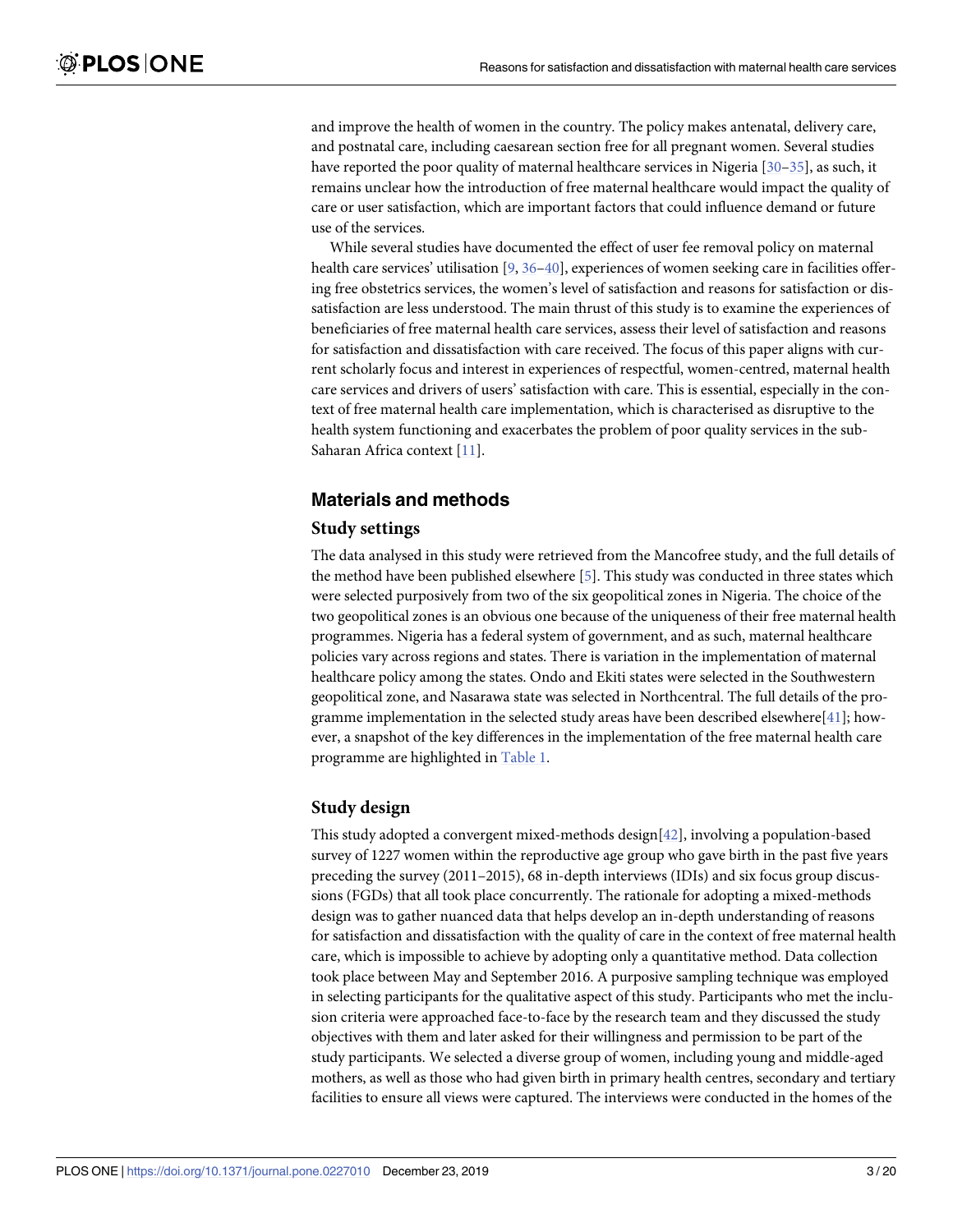and improve the health of women in the country. The policy makes antenatal, delivery care, and postnatal care, including caesarean section free for all pregnant women. Several studies have reported the poor quality of maternal healthcare services in Nigeria [30–35], as such, it remains unclear how the introduction of free maternal healthcare would impact the quality of care or user satisfaction, which are important factors that could influence demand or future use of the services.

While several studies have documented the effect of user fee removal policy on maternal health care services' utilisation [9, 36–40], experiences of women seeking care in facilities offering free obstetrics services, the women's level of satisfaction and reasons for satisfaction or dissatisfaction are less understood. The main thrust of this study is to examine the experiences of beneficiaries of free maternal health care services, assess their level of satisfaction and reasons for satisfaction and dissatisfaction with care received. The focus of this paper aligns with current scholarly focus and interest in experiences of respectful, women-centred, maternal health care services and drivers of users' satisfaction with care. This is essential, especially in the context of free maternal health care implementation, which is characterised as disruptive to the health system functioning and exacerbates the problem of poor quality services in the sub-Saharan Africa context [11].

## Materials and methods

### Study settings

The data analysed in this study were retrieved from the Mancofree study, and the full details of the method have been published elsewhere [5]. This study was conducted in three states which were selected purposively from two of the six geopolitical zones in Nigeria. The choice of the two geopolitical zones is an obvious one because of the uniqueness of their free maternal health programmes. Nigeria has a federal system of government, and as such, maternal healthcare policies vary across regions and states. There is variation in the implementation of maternal healthcare policy among the states. Ondo and Ekiti states were selected in the Southwestern geopolitical zone, and Nasarawa state was selected in Northcentral. The full details of the programme implementation in the selected study areas have been described elsewhere[41]; however, a snapshot of the key differences in the implementation of the free maternal health care programme are highlighted in Table 1.

### Study design

This study adopted a convergent mixed-methods design[42], involving a population-based survey of 1227 women within the reproductive age group who gave birth in the past five years preceding the survey (2011–2015), 68 in-depth interviews (IDIs) and six focus group discussions (FGDs) that all took place concurrently. The rationale for adopting a mixed-methods design was to gather nuanced data that helps develop an in-depth understanding of reasons for satisfaction and dissatisfaction with the quality of care in the context of free maternal health care, which is impossible to achieve by adopting only a quantitative method. Data collection took place between May and September 2016. A purposive sampling technique was employed in selecting participants for the qualitative aspect of this study. Participants who met the inclusion criteria were approached face-to-face by the research team and they discussed the study objectives with them and later asked for their willingness and permission to be part of the study participants. We selected a diverse group of women, including young and middle-aged mothers, as well as those who had given birth in primary health centres, secondary and tertiary facilities to ensure all views were captured. The interviews were conducted in the homes of the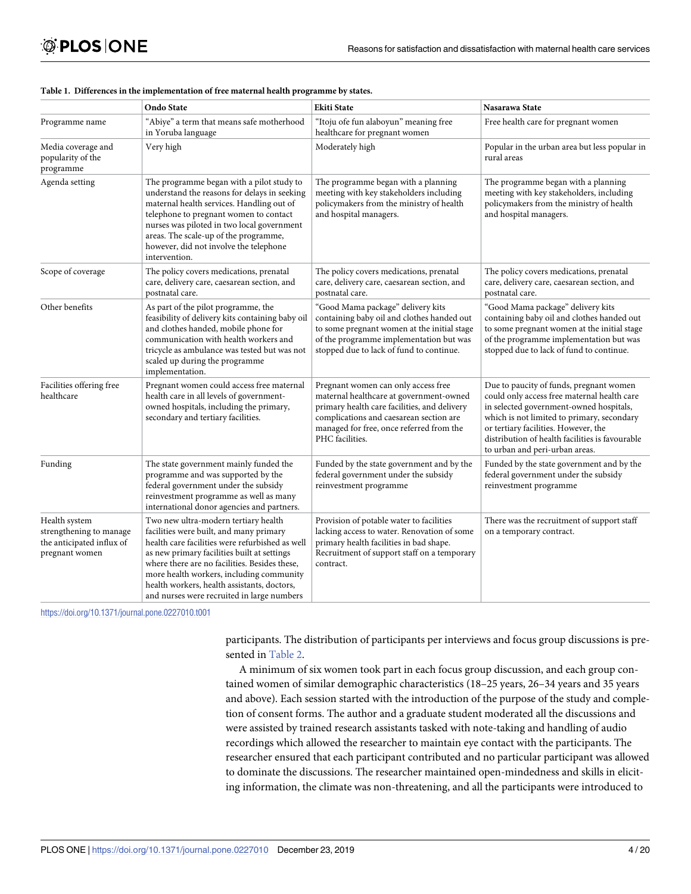**Table 1. Differences in the implementation of free maternal health programme by states.**

| | Ondo State | Ekiti State | Nasarawa State |
|---|---|---|---|
| Programme name | "Abiye" a term that means safe motherhood in Yoruba language | "Itoju ofe fun alaboyun" meaning free healthcare for pregnant women | Free health care for pregnant women |
| Media coverage and popularity of the programme | Very high | Moderately high | Popular in the urban area but less popular in rural areas |
| Agenda setting | The programme began with a pilot study to understand the reasons for delays in seeking maternal health services. Handling out of telephone to pregnant women to contact nurses was piloted in two local government areas. The scale-up of the programme, however, did not involve the telephone intervention. | The programme began with a planning meeting with key stakeholders including policymakers from the ministry of health and hospital managers. | The programme began with a planning meeting with key stakeholders, including policymakers from the ministry of health and hospital managers. |
| Scope of coverage | The policy covers medications, prenatal care, delivery care, caesarean section, and postnatal care. | The policy covers medications, prenatal care, delivery care, caesarean section, and postnatal care. | The policy covers medications, prenatal care, delivery care, caesarean section, and postnatal care. |
| Other benefits | As part of the pilot programme, the feasibility of delivery kits containing baby oil and clothes handed, mobile phone for communication with health workers and tricycle as ambulance was tested but was not scaled up during the programme implementation. | "Good Mama package" delivery kits containing baby oil and clothes handed out to some pregnant women at the initial stage of the programme implementation but was stopped due to lack of fund to continue. | "Good Mama package" delivery kits containing baby oil and clothes handed out to some pregnant women at the initial stage of the programme implementation but was stopped due to lack of fund to continue. |
| Facilities offering free healthcare | Pregnant women could access free maternal health care in all levels of government-owned hospitals, including the primary, secondary and tertiary facilities. | Pregnant women can only access free maternal healthcare at government-owned primary health care facilities, and delivery complications and caesarean section are managed for free, once referred from the PHC facilities. | Due to paucity of funds, pregnant women could only access free maternal health care in selected government-owned hospitals, which is not limited to primary, secondary or tertiary facilities. However, the distribution of health facilities is favourable to urban and peri-urban areas. |
| Funding | The state government mainly funded the programme and was supported by the federal government under the subsidy reinvestment programme as well as many international donor agencies and partners. | Funded by the state government and by the federal government under the subsidy reinvestment programme | Funded by the state government and by the federal government under the subsidy reinvestment programme |
| Health system strengthening to manage the anticipated influx of pregnant women | Two new ultra-modern tertiary health facilities were built, and many primary health care facilities were refurbished as well as new primary facilities built at settings where there are no facilities. Besides these, more health workers, including community health workers, health assistants, doctors, and nurses were recruited in large numbers | Provision of potable water to facilities lacking access to water. Renovation of some primary health facilities in bad shape. Recruitment of support staff on a temporary contract. | There was the recruitment of support staff on a temporary contract. |

https://doi.org/10.1371/journal.pone.0227010.t001

participants. The distribution of participants per interviews and focus group discussions is presented in Table 2.

A minimum of six women took part in each focus group discussion, and each group contained women of similar demographic characteristics (18–25 years, 26–34 years and 35 years and above). Each session started with the introduction of the purpose of the study and completion of consent forms. The author and a graduate student moderated all the discussions and were assisted by trained research assistants tasked with note-taking and handling of audio recordings which allowed the researcher to maintain eye contact with the participants. The researcher ensured that each participant contributed and no particular participant was allowed to dominate the discussions. The researcher maintained open-mindedness and skills in eliciting information, the climate was non-threatening, and all the participants were introduced to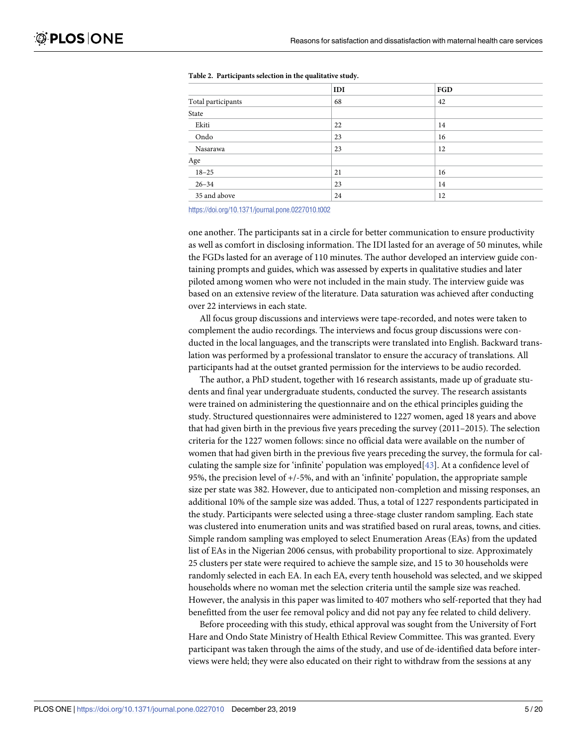**Table 2. Participants selection in the qualitative study.**

| | IDI | FGD |
|---|---|---|
| Total participants | 68 | 42 |
| State | | |
| Ekiti | 22 | 14 |
| Ondo | 23 | 16 |
| Nasarawa | 23 | 12 |
| Age | | |
| 18–25 | 21 | 16 |
| 26–34 | 23 | 14 |
| 35 and above | 24 | 12 |

https://doi.org/10.1371/journal.pone.0227010.t002

one another. The participants sat in a circle for better communication to ensure productivity as well as comfort in disclosing information. The IDI lasted for an average of 50 minutes, while the FGDs lasted for an average of 110 minutes. The author developed an interview guide containing prompts and guides, which was assessed by experts in qualitative studies and later piloted among women who were not included in the main study. The interview guide was based on an extensive review of the literature. Data saturation was achieved after conducting over 22 interviews in each state.

All focus group discussions and interviews were tape-recorded, and notes were taken to complement the audio recordings. The interviews and focus group discussions were conducted in the local languages, and the transcripts were translated into English. Backward translation was performed by a professional translator to ensure the accuracy of translations. All participants had at the outset granted permission for the interviews to be audio recorded.

The author, a PhD student, together with 16 research assistants, made up of graduate students and final year undergraduate students, conducted the survey. The research assistants were trained on administering the questionnaire and on the ethical principles guiding the study. Structured questionnaires were administered to 1227 women, aged 18 years and above that had given birth in the previous five years preceding the survey (2011–2015). The selection criteria for the 1227 women follows: since no official data were available on the number of women that had given birth in the previous five years preceding the survey, the formula for calculating the sample size for 'infinite' population was employed[43]. At a confidence level of 95%, the precision level of +/-5%, and with an 'infinite' population, the appropriate sample size per state was 382. However, due to anticipated non-completion and missing responses, an additional 10% of the sample size was added. Thus, a total of 1227 respondents participated in the study. Participants were selected using a three-stage cluster random sampling. Each state was clustered into enumeration units and was stratified based on rural areas, towns, and cities. Simple random sampling was employed to select Enumeration Areas (EAs) from the updated list of EAs in the Nigerian 2006 census, with probability proportional to size. Approximately 25 clusters per state were required to achieve the sample size, and 15 to 30 households were randomly selected in each EA. In each EA, every tenth household was selected, and we skipped households where no woman met the selection criteria until the sample size was reached. However, the analysis in this paper was limited to 407 mothers who self-reported that they had benefitted from the user fee removal policy and did not pay any fee related to child delivery.

Before proceeding with this study, ethical approval was sought from the University of Fort Hare and Ondo State Ministry of Health Ethical Review Committee. This was granted. Every participant was taken through the aims of the study, and use of de-identified data before interviews were held; they were also educated on their right to withdraw from the sessions at any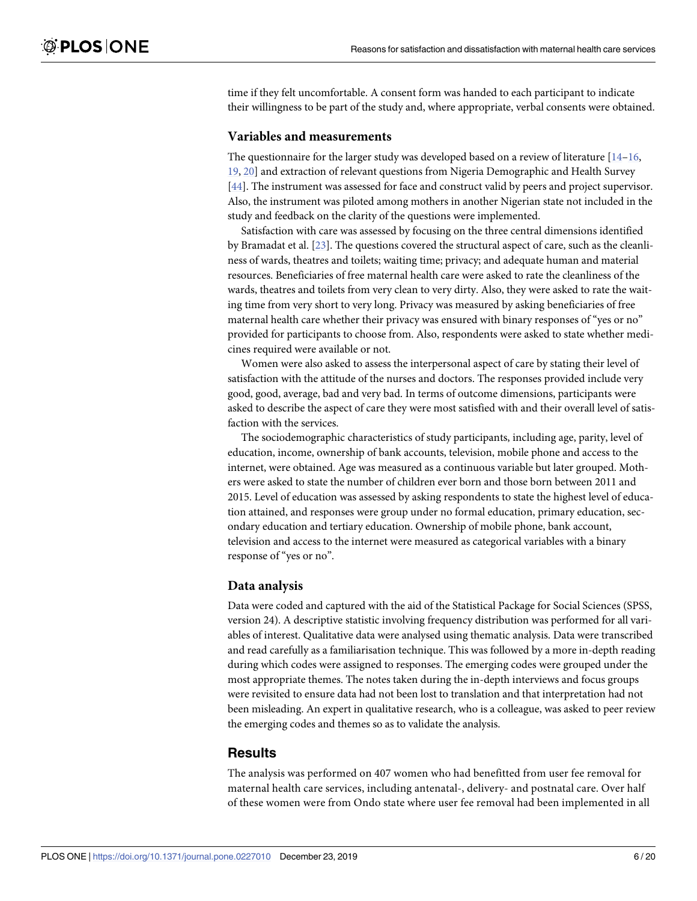time if they felt uncomfortable. A consent form was handed to each participant to indicate their willingness to be part of the study and, where appropriate, verbal consents were obtained.

### Variables and measurements

The questionnaire for the larger study was developed based on a review of literature [14–16, 19, 20] and extraction of relevant questions from Nigeria Demographic and Health Survey [44]. The instrument was assessed for face and construct valid by peers and project supervisor. Also, the instrument was piloted among mothers in another Nigerian state not included in the study and feedback on the clarity of the questions were implemented.

Satisfaction with care was assessed by focusing on the three central dimensions identified by Bramadat et al. [23]. The questions covered the structural aspect of care, such as the cleanliness of wards, theatres and toilets; waiting time; privacy; and adequate human and material resources. Beneficiaries of free maternal health care were asked to rate the cleanliness of the wards, theatres and toilets from very clean to very dirty. Also, they were asked to rate the waiting time from very short to very long. Privacy was measured by asking beneficiaries of free maternal health care whether their privacy was ensured with binary responses of "yes or no" provided for participants to choose from. Also, respondents were asked to state whether medicines required were available or not.

Women were also asked to assess the interpersonal aspect of care by stating their level of satisfaction with the attitude of the nurses and doctors. The responses provided include very good, good, average, bad and very bad. In terms of outcome dimensions, participants were asked to describe the aspect of care they were most satisfied with and their overall level of satisfaction with the services.

The sociodemographic characteristics of study participants, including age, parity, level of education, income, ownership of bank accounts, television, mobile phone and access to the internet, were obtained. Age was measured as a continuous variable but later grouped. Mothers were asked to state the number of children ever born and those born between 2011 and 2015. Level of education was assessed by asking respondents to state the highest level of education attained, and responses were group under no formal education, primary education, secondary education and tertiary education. Ownership of mobile phone, bank account, television and access to the internet were measured as categorical variables with a binary response of "yes or no".

### Data analysis

Data were coded and captured with the aid of the Statistical Package for Social Sciences (SPSS, version 24). A descriptive statistic involving frequency distribution was performed for all variables of interest. Qualitative data were analysed using thematic analysis. Data were transcribed and read carefully as a familiarisation technique. This was followed by a more in-depth reading during which codes were assigned to responses. The emerging codes were grouped under the most appropriate themes. The notes taken during the in-depth interviews and focus groups were revisited to ensure data had not been lost to translation and that interpretation had not been misleading. An expert in qualitative research, who is a colleague, was asked to peer review the emerging codes and themes so as to validate the analysis.

## Results

The analysis was performed on 407 women who had benefitted from user fee removal for maternal health care services, including antenatal-, delivery- and postnatal care. Over half of these women were from Ondo state where user fee removal had been implemented in all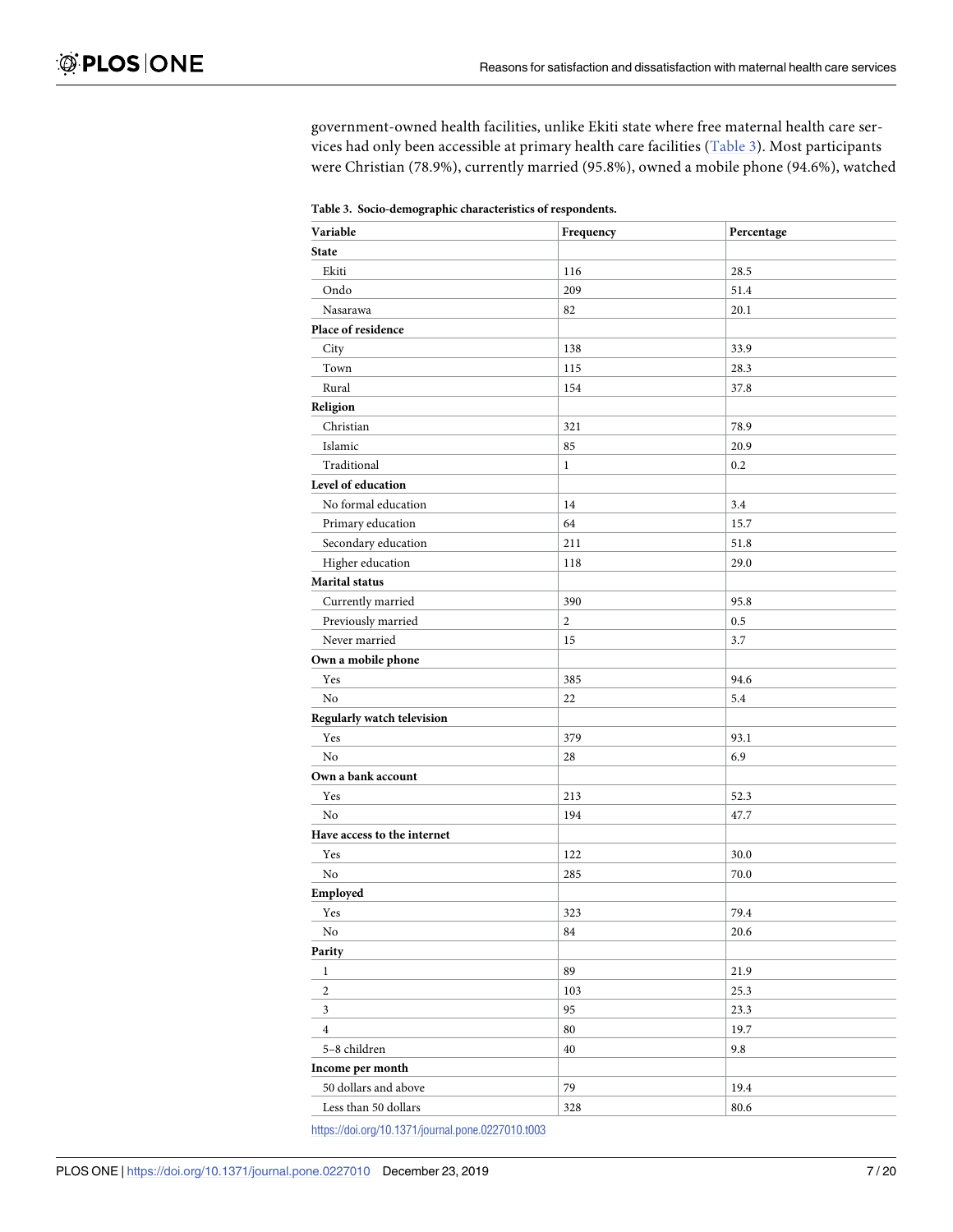government-owned health facilities, unlike Ekiti state where free maternal health care services had only been accessible at primary health care facilities (Table 3). Most participants were Christian (78.9%), currently married (95.8%), owned a mobile phone (94.6%), watched

**Table 3. Socio-demographic characteristics of respondents.**

| Variable | Frequency | Percentage |
|---|---|---|
| **State** | | |
| Ekiti | 116 | 28.5 |
| Ondo | 209 | 51.4 |
| Nasarawa | 82 | 20.1 |
| **Place of residence** | | |
| City | 138 | 33.9 |
| Town | 115 | 28.3 |
| Rural | 154 | 37.8 |
| **Religion** | | |
| Christian | 321 | 78.9 |
| Islamic | 85 | 20.9 |
| Traditional | 1 | 0.2 |
| **Level of education** | | |
| No formal education | 14 | 3.4 |
| Primary education | 64 | 15.7 |
| Secondary education | 211 | 51.8 |
| Higher education | 118 | 29.0 |
| **Marital status** | | |
| Currently married | 390 | 95.8 |
| Previously married | 2 | 0.5 |
| Never married | 15 | 3.7 |
| **Own a mobile phone** | | |
| Yes | 385 | 94.6 |
| No | 22 | 5.4 |
| **Regularly watch television** | | |
| Yes | 379 | 93.1 |
| No | 28 | 6.9 |
| **Own a bank account** | | |
| Yes | 213 | 52.3 |
| No | 194 | 47.7 |
| **Have access to the internet** | | |
| Yes | 122 | 30.0 |
| No | 285 | 70.0 |
| **Employed** | | |
| Yes | 323 | 79.4 |
| No | 84 | 20.6 |
| **Parity** | | |
| 1 | 89 | 21.9 |
| 2 | 103 | 25.3 |
| 3 | 95 | 23.3 |
| 4 | 80 | 19.7 |
| 5–8 children | 40 | 9.8 |
| **Income per month** | | |
| 50 dollars and above | 79 | 19.4 |
| Less than 50 dollars | 328 | 80.6 |

https://doi.org/10.1371/journal.pone.0227010.t003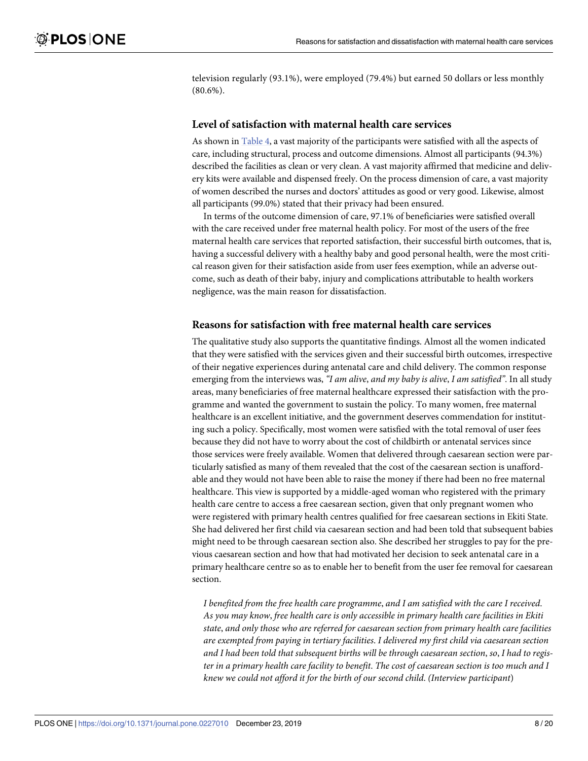television regularly (93.1%), were employed (79.4%) but earned 50 dollars or less monthly (80.6%).

## Level of satisfaction with maternal health care services

As shown in Table 4, a vast majority of the participants were satisfied with all the aspects of care, including structural, process and outcome dimensions. Almost all participants (94.3%) described the facilities as clean or very clean. A vast majority affirmed that medicine and delivery kits were available and dispensed freely. On the process dimension of care, a vast majority of women described the nurses and doctors' attitudes as good or very good. Likewise, almost all participants (99.0%) stated that their privacy had been ensured.

In terms of the outcome dimension of care, 97.1% of beneficiaries were satisfied overall with the care received under free maternal health policy. For most of the users of the free maternal health care services that reported satisfaction, their successful birth outcomes, that is, having a successful delivery with a healthy baby and good personal health, were the most critical reason given for their satisfaction aside from user fees exemption, while an adverse outcome, such as death of their baby, injury and complications attributable to health workers negligence, was the main reason for dissatisfaction.

## Reasons for satisfaction with free maternal health care services

The qualitative study also supports the quantitative findings. Almost all the women indicated that they were satisfied with the services given and their successful birth outcomes, irrespective of their negative experiences during antenatal care and child delivery. The common response emerging from the interviews was, *"I am alive, and my baby is alive, I am satisfied"*. In all study areas, many beneficiaries of free maternal healthcare expressed their satisfaction with the programme and wanted the government to sustain the policy. To many women, free maternal healthcare is an excellent initiative, and the government deserves commendation for instituting such a policy. Specifically, most women were satisfied with the total removal of user fees because they did not have to worry about the cost of childbirth or antenatal services since those services were freely available. Women that delivered through caesarean section were particularly satisfied as many of them revealed that the cost of the caesarean section is unaffordable and they would not have been able to raise the money if there had been no free maternal healthcare. This view is supported by a middle-aged woman who registered with the primary health care centre to access a free caesarean section, given that only pregnant women who were registered with primary health centres qualified for free caesarean sections in Ekiti State. She had delivered her first child via caesarean section and had been told that subsequent babies might need to be through caesarean section also. She described her struggles to pay for the previous caesarean section and how that had motivated her decision to seek antenatal care in a primary healthcare centre so as to enable her to benefit from the user fee removal for caesarean section.

> *I benefited from the free health care programme, and I am satisfied with the care I received. As you may know, free health care is only accessible in primary health care facilities in Ekiti state, and only those who are referred for caesarean section from primary health care facilities are exempted from paying in tertiary facilities. I delivered my first child via caesarean section and I had been told that subsequent births will be through caesarean section, so, I had to register in a primary health care facility to benefit. The cost of caesarean section is too much and I knew we could not afford it for the birth of our second child. (Interview participant)*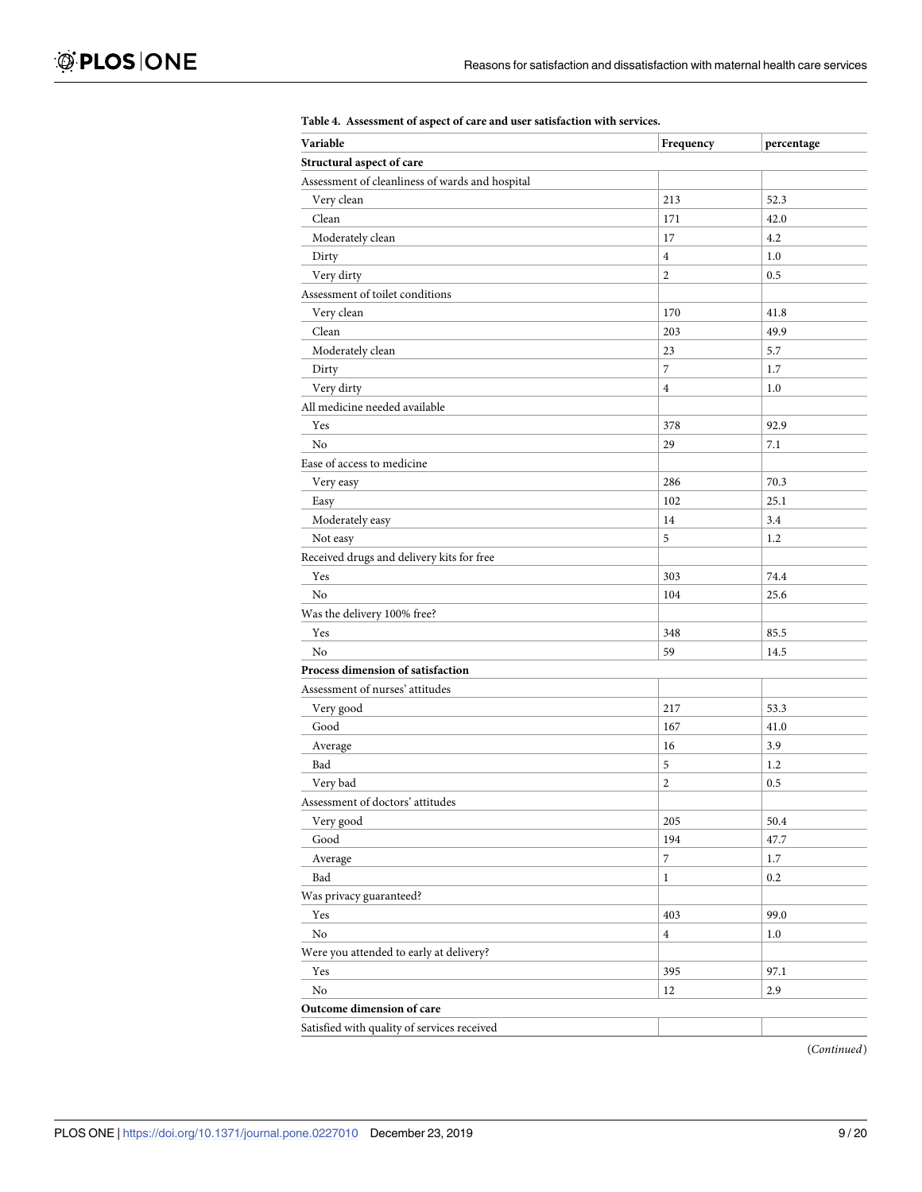**Table 4. Assessment of aspect of care and user satisfaction with services.**

| Variable | Frequency | percentage |
|---|---|---|
| **Structural aspect of care** | | |
| Assessment of cleanliness of wards and hospital | | |
| Very clean | 213 | 52.3 |
| Clean | 171 | 42.0 |
| Moderately clean | 17 | 4.2 |
| Dirty | 4 | 1.0 |
| Very dirty | 2 | 0.5 |
| Assessment of toilet conditions | | |
| Very clean | 170 | 41.8 |
| Clean | 203 | 49.9 |
| Moderately clean | 23 | 5.7 |
| Dirty | 7 | 1.7 |
| Very dirty | 4 | 1.0 |
| All medicine needed available | | |
| Yes | 378 | 92.9 |
| No | 29 | 7.1 |
| Ease of access to medicine | | |
| Very easy | 286 | 70.3 |
| Easy | 102 | 25.1 |
| Moderately easy | 14 | 3.4 |
| Not easy | 5 | 1.2 |
| Received drugs and delivery kits for free | | |
| Yes | 303 | 74.4 |
| No | 104 | 25.6 |
| Was the delivery 100% free? | | |
| Yes | 348 | 85.5 |
| No | 59 | 14.5 |
| **Process dimension of satisfaction** | | |
| Assessment of nurses' attitudes | | |
| Very good | 217 | 53.3 |
| Good | 167 | 41.0 |
| Average | 16 | 3.9 |
| Bad | 5 | 1.2 |
| Very bad | 2 | 0.5 |
| Assessment of doctors' attitudes | | |
| Very good | 205 | 50.4 |
| Good | 194 | 47.7 |
| Average | 7 | 1.7 |
| Bad | 1 | 0.2 |
| Was privacy guaranteed? | | |
| Yes | 403 | 99.0 |
| No | 4 | 1.0 |
| Were you attended to early at delivery? | | |
| Yes | 395 | 97.1 |
| No | 12 | 2.9 |
| **Outcome dimension of care** | | |
| Satisfied with quality of services received | | |

(*Continued*)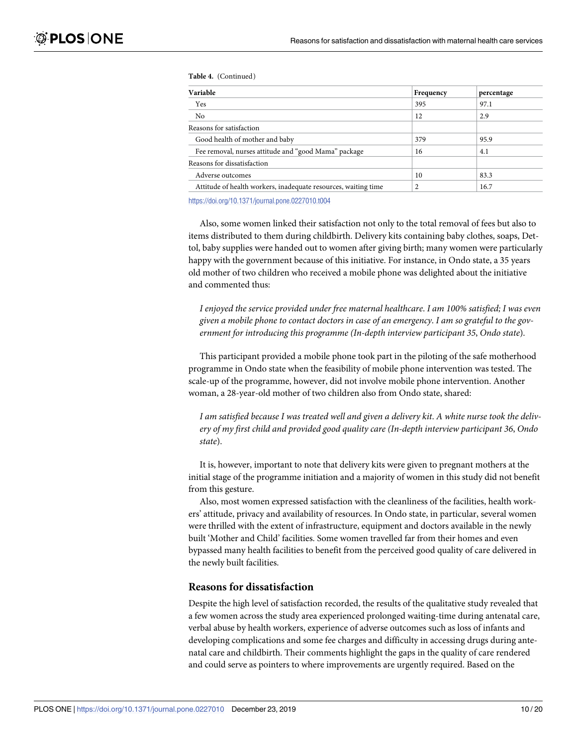**Table 4.** (Continued)

| Variable | Frequency | percentage |
|---|---|---|
| Yes | 395 | 97.1 |
| No | 12 | 2.9 |
| Reasons for satisfaction | | |
| Good health of mother and baby | 379 | 95.9 |
| Fee removal, nurses attitude and "good Mama" package | 16 | 4.1 |
| Reasons for dissatisfaction | | |
| Adverse outcomes | 10 | 83.3 |
| Attitude of health workers, inadequate resources, waiting time | 2 | 16.7 |

https://doi.org/10.1371/journal.pone.0227010.t004

Also, some women linked their satisfaction not only to the total removal of fees but also to items distributed to them during childbirth. Delivery kits containing baby clothes, soaps, Dettol, baby supplies were handed out to women after giving birth; many women were particularly happy with the government because of this initiative. For instance, in Ondo state, a 35 years old mother of two children who received a mobile phone was delighted about the initiative and commented thus:

> *I enjoyed the service provided under free maternal healthcare. I am 100% satisfied; I was even given a mobile phone to contact doctors in case of an emergency. I am so grateful to the government for introducing this programme (In-depth interview participant 35, Ondo state).*

This participant provided a mobile phone took part in the piloting of the safe motherhood programme in Ondo state when the feasibility of mobile phone intervention was tested. The scale-up of the programme, however, did not involve mobile phone intervention. Another woman, a 28-year-old mother of two children also from Ondo state, shared:

> *I am satisfied because I was treated well and given a delivery kit. A white nurse took the delivery of my first child and provided good quality care (In-depth interview participant 36, Ondo state).*

It is, however, important to note that delivery kits were given to pregnant mothers at the initial stage of the programme initiation and a majority of women in this study did not benefit from this gesture.

Also, most women expressed satisfaction with the cleanliness of the facilities, health workers' attitude, privacy and availability of resources. In Ondo state, in particular, several women were thrilled with the extent of infrastructure, equipment and doctors available in the newly built 'Mother and Child' facilities. Some women travelled far from their homes and even bypassed many health facilities to benefit from the perceived good quality of care delivered in the newly built facilities.

### Reasons for dissatisfaction

Despite the high level of satisfaction recorded, the results of the qualitative study revealed that a few women across the study area experienced prolonged waiting-time during antenatal care, verbal abuse by health workers, experience of adverse outcomes such as loss of infants and developing complications and some fee charges and difficulty in accessing drugs during antenatal care and childbirth. Their comments highlight the gaps in the quality of care rendered and could serve as pointers to where improvements are urgently required. Based on the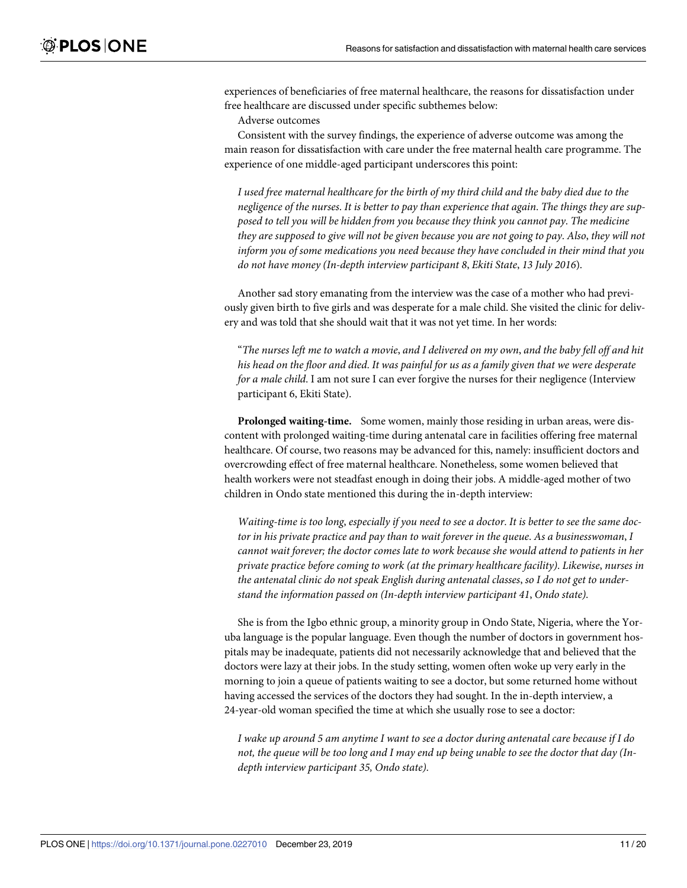experiences of beneficiaries of free maternal healthcare, the reasons for dissatisfaction under free healthcare are discussed under specific subthemes below:

Adverse outcomes

Consistent with the survey findings, the experience of adverse outcome was among the main reason for dissatisfaction with care under the free maternal health care programme. The experience of one middle-aged participant underscores this point:

> *I used free maternal healthcare for the birth of my third child and the baby died due to the negligence of the nurses. It is better to pay than experience that again. The things they are supposed to tell you will be hidden from you because they think you cannot pay. The medicine they are supposed to give will not be given because you are not going to pay. Also, they will not inform you of some medications you need because they have concluded in their mind that you do not have money (In-depth interview participant 8, Ekiti State, 13 July 2016).*

Another sad story emanating from the interview was the case of a mother who had previously given birth to five girls and was desperate for a male child. She visited the clinic for delivery and was told that she should wait that it was not yet time. In her words:

> "*The nurses left me to watch a movie, and I delivered on my own, and the baby fell off and hit his head on the floor and died. It was painful for us as a family given that we were desperate for a male child.* I am not sure I can ever forgive the nurses for their negligence (Interview participant 6, Ekiti State).

**Prolonged waiting-time.** Some women, mainly those residing in urban areas, were discontent with prolonged waiting-time during antenatal care in facilities offering free maternal healthcare. Of course, two reasons may be advanced for this, namely: insufficient doctors and overcrowding effect of free maternal healthcare. Nonetheless, some women believed that health workers were not steadfast enough in doing their jobs. A middle-aged mother of two children in Ondo state mentioned this during the in-depth interview:

> *Waiting-time is too long, especially if you need to see a doctor. It is better to see the same doctor in his private practice and pay than to wait forever in the queue. As a businesswoman, I cannot wait forever; the doctor comes late to work because she would attend to patients in her private practice before coming to work (at the primary healthcare facility). Likewise, nurses in the antenatal clinic do not speak English during antenatal classes, so I do not get to understand the information passed on (In-depth interview participant 41, Ondo state).*

She is from the Igbo ethnic group, a minority group in Ondo State, Nigeria, where the Yoruba language is the popular language. Even though the number of doctors in government hospitals may be inadequate, patients did not necessarily acknowledge that and believed that the doctors were lazy at their jobs. In the study setting, women often woke up very early in the morning to join a queue of patients waiting to see a doctor, but some returned home without having accessed the services of the doctors they had sought. In the in-depth interview, a 24-year-old woman specified the time at which she usually rose to see a doctor:

> *I wake up around 5 am anytime I want to see a doctor during antenatal care because if I do not, the queue will be too long and I may end up being unable to see the doctor that day (In-depth interview participant 35, Ondo state).*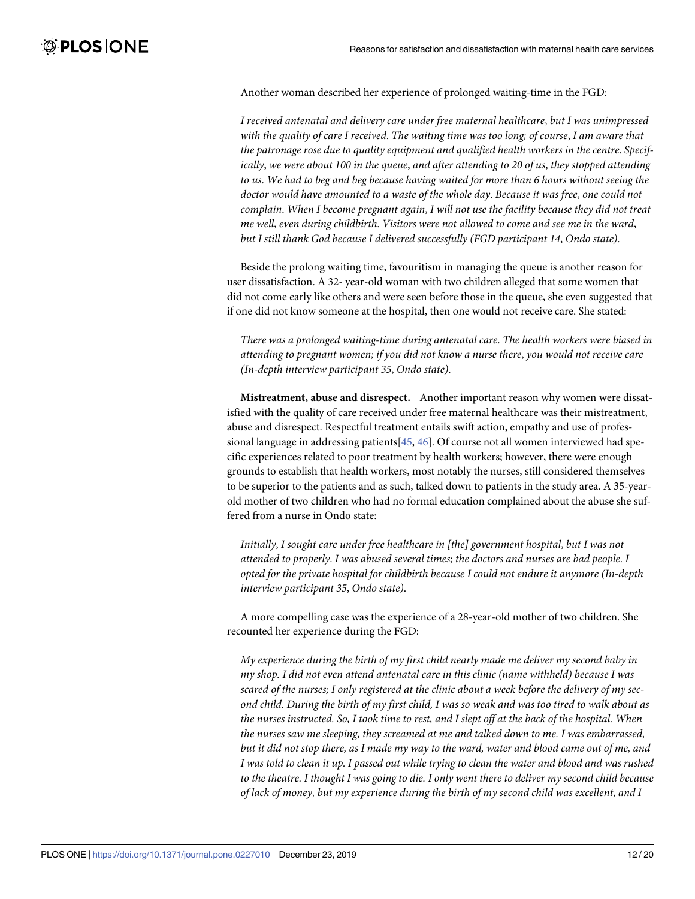Another woman described her experience of prolonged waiting-time in the FGD:

*I received antenatal and delivery care under free maternal healthcare, but I was unimpressed with the quality of care I received. The waiting time was too long; of course, I am aware that the patronage rose due to quality equipment and qualified health workers in the centre. Specifically, we were about 100 in the queue, and after attending to 20 of us, they stopped attending to us. We had to beg and beg because having waited for more than 6 hours without seeing the doctor would have amounted to a waste of the whole day. Because it was free, one could not complain. When I become pregnant again, I will not use the facility because they did not treat me well, even during childbirth. Visitors were not allowed to come and see me in the ward, but I still thank God because I delivered successfully (FGD participant 14, Ondo state).*

Beside the prolong waiting time, favouritism in managing the queue is another reason for user dissatisfaction. A 32- year-old woman with two children alleged that some women that did not come early like others and were seen before those in the queue, she even suggested that if one did not know someone at the hospital, then one would not receive care. She stated:

*There was a prolonged waiting-time during antenatal care. The health workers were biased in attending to pregnant women; if you did not know a nurse there, you would not receive care (In-depth interview participant 35, Ondo state).*

**Mistreatment, abuse and disrespect.** Another important reason why women were dissatisfied with the quality of care received under free maternal healthcare was their mistreatment, abuse and disrespect. Respectful treatment entails swift action, empathy and use of professional language in addressing patients[45, 46]. Of course not all women interviewed had specific experiences related to poor treatment by health workers; however, there were enough grounds to establish that health workers, most notably the nurses, still considered themselves to be superior to the patients and as such, talked down to patients in the study area. A 35-year-old mother of two children who had no formal education complained about the abuse she suffered from a nurse in Ondo state:

*Initially, I sought care under free healthcare in [the] government hospital, but I was not attended to properly. I was abused several times; the doctors and nurses are bad people. I opted for the private hospital for childbirth because I could not endure it anymore (In-depth interview participant 35, Ondo state).*

A more compelling case was the experience of a 28-year-old mother of two children. She recounted her experience during the FGD:

*My experience during the birth of my first child nearly made me deliver my second baby in my shop. I did not even attend antenatal care in this clinic (name withheld) because I was scared of the nurses; I only registered at the clinic about a week before the delivery of my second child. During the birth of my first child, I was so weak and was too tired to walk about as the nurses instructed. So, I took time to rest, and I slept off at the back of the hospital. When the nurses saw me sleeping, they screamed at me and talked down to me. I was embarrassed, but it did not stop there, as I made my way to the ward, water and blood came out of me, and I was told to clean it up. I passed out while trying to clean the water and blood and was rushed to the theatre. I thought I was going to die. I only went there to deliver my second child because of lack of money, but my experience during the birth of my second child was excellent, and I*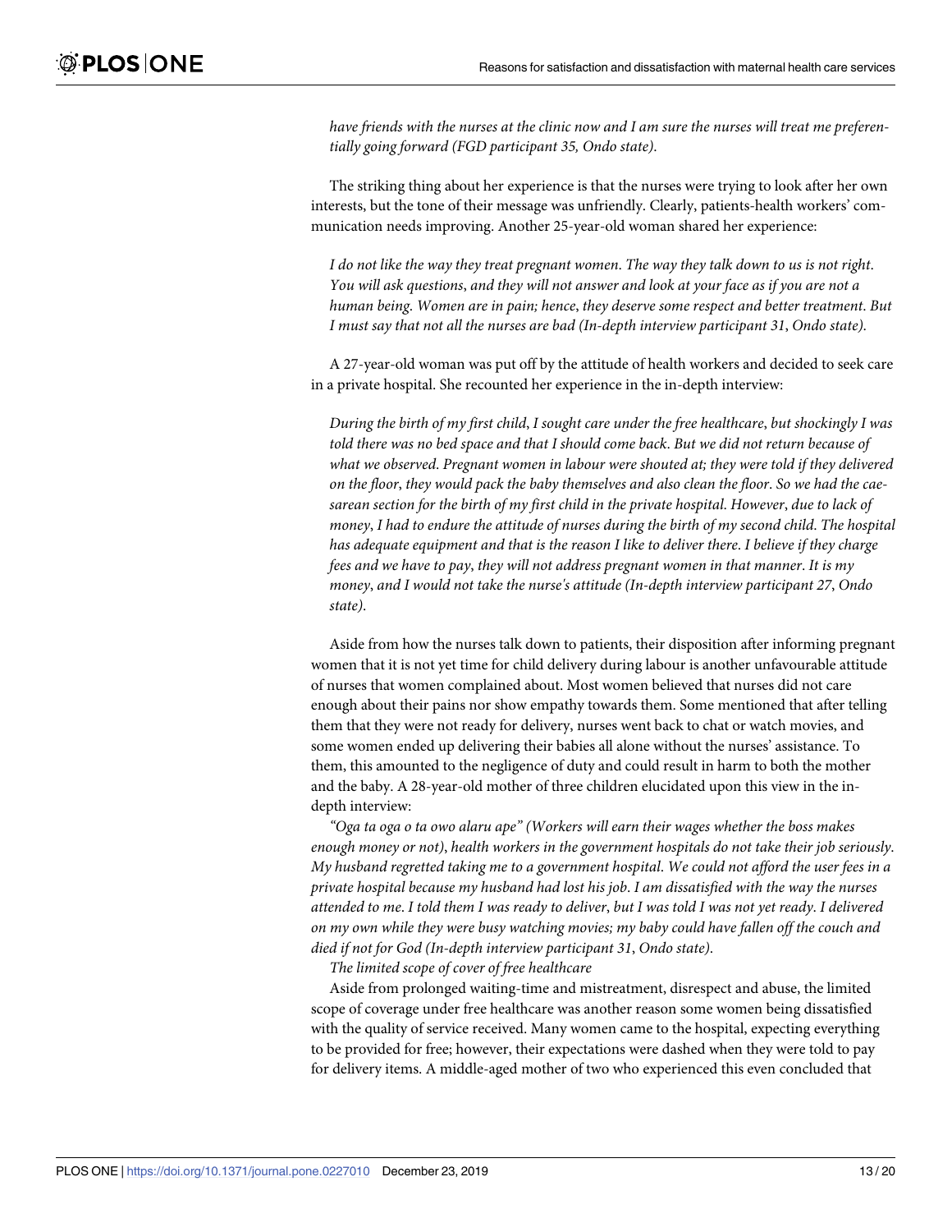*have friends with the nurses at the clinic now and I am sure the nurses will treat me preferentially going forward (FGD participant 35, Ondo state).*

The striking thing about her experience is that the nurses were trying to look after her own interests, but the tone of their message was unfriendly. Clearly, patients-health workers' communication needs improving. Another 25-year-old woman shared her experience:

*I do not like the way they treat pregnant women. The way they talk down to us is not right. You will ask questions, and they will not answer and look at your face as if you are not a human being. Women are in pain; hence, they deserve some respect and better treatment. But I must say that not all the nurses are bad (In-depth interview participant 31, Ondo state).*

A 27-year-old woman was put off by the attitude of health workers and decided to seek care in a private hospital. She recounted her experience in the in-depth interview:

*During the birth of my first child, I sought care under the free healthcare, but shockingly I was told there was no bed space and that I should come back. But we did not return because of what we observed. Pregnant women in labour were shouted at; they were told if they delivered on the floor, they would pack the baby themselves and also clean the floor. So we had the caesarean section for the birth of my first child in the private hospital. However, due to lack of money, I had to endure the attitude of nurses during the birth of my second child. The hospital has adequate equipment and that is the reason I like to deliver there. I believe if they charge fees and we have to pay, they will not address pregnant women in that manner. It is my money, and I would not take the nurse's attitude (In-depth interview participant 27, Ondo state).*

Aside from how the nurses talk down to patients, their disposition after informing pregnant women that it is not yet time for child delivery during labour is another unfavourable attitude of nurses that women complained about. Most women believed that nurses did not care enough about their pains nor show empathy towards them. Some mentioned that after telling them that they were not ready for delivery, nurses went back to chat or watch movies, and some women ended up delivering their babies all alone without the nurses' assistance. To them, this amounted to the negligence of duty and could result in harm to both the mother and the baby. A 28-year-old mother of three children elucidated upon this view in the in-depth interview:

*"Oga ta oga o ta owo alaru ape" (Workers will earn their wages whether the boss makes enough money or not), health workers in the government hospitals do not take their job seriously. My husband regretted taking me to a government hospital. We could not afford the user fees in a private hospital because my husband had lost his job. I am dissatisfied with the way the nurses attended to me. I told them I was ready to deliver, but I was told I was not yet ready. I delivered on my own while they were busy watching movies; my baby could have fallen off the couch and died if not for God (In-depth interview participant 31, Ondo state).*

*The limited scope of cover of free healthcare*

Aside from prolonged waiting-time and mistreatment, disrespect and abuse, the limited scope of coverage under free healthcare was another reason some women being dissatisfied with the quality of service received. Many women came to the hospital, expecting everything to be provided for free; however, their expectations were dashed when they were told to pay for delivery items. A middle-aged mother of two who experienced this even concluded that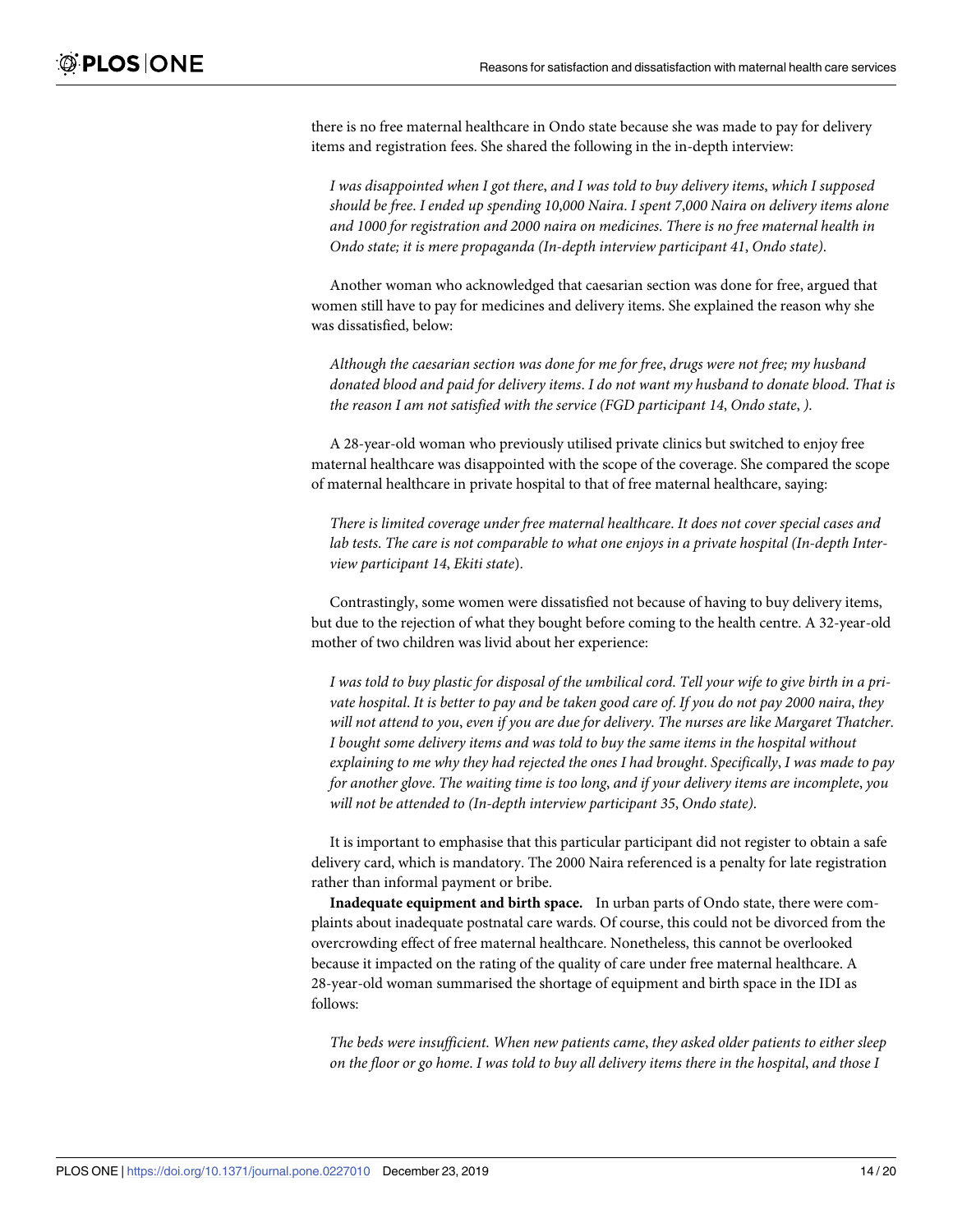there is no free maternal healthcare in Ondo state because she was made to pay for delivery items and registration fees. She shared the following in the in-depth interview:

> *I was disappointed when I got there, and I was told to buy delivery items, which I supposed should be free. I ended up spending 10,000 Naira. I spent 7,000 Naira on delivery items alone and 1000 for registration and 2000 naira on medicines. There is no free maternal health in Ondo state; it is mere propaganda (In-depth interview participant 41, Ondo state).*

Another woman who acknowledged that caesarian section was done for free, argued that women still have to pay for medicines and delivery items. She explained the reason why she was dissatisfied, below:

> *Although the caesarian section was done for me for free, drugs were not free; my husband donated blood and paid for delivery items. I do not want my husband to donate blood. That is the reason I am not satisfied with the service (FGD participant 14, Ondo state, ).*

A 28-year-old woman who previously utilised private clinics but switched to enjoy free maternal healthcare was disappointed with the scope of the coverage. She compared the scope of maternal healthcare in private hospital to that of free maternal healthcare, saying:

> *There is limited coverage under free maternal healthcare. It does not cover special cases and lab tests. The care is not comparable to what one enjoys in a private hospital (In-depth Interview participant 14, Ekiti state).*

Contrastingly, some women were dissatisfied not because of having to buy delivery items, but due to the rejection of what they bought before coming to the health centre. A 32-year-old mother of two children was livid about her experience:

> *I was told to buy plastic for disposal of the umbilical cord. Tell your wife to give birth in a private hospital. It is better to pay and be taken good care of. If you do not pay 2000 naira, they will not attend to you, even if you are due for delivery. The nurses are like Margaret Thatcher. I bought some delivery items and was told to buy the same items in the hospital without explaining to me why they had rejected the ones I had brought. Specifically, I was made to pay for another glove. The waiting time is too long, and if your delivery items are incomplete, you will not be attended to (In-depth interview participant 35, Ondo state).*

It is important to emphasise that this particular participant did not register to obtain a safe delivery card, which is mandatory. The 2000 Naira referenced is a penalty for late registration rather than informal payment or bribe.

**Inadequate equipment and birth space.** In urban parts of Ondo state, there were complaints about inadequate postnatal care wards. Of course, this could not be divorced from the overcrowding effect of free maternal healthcare. Nonetheless, this cannot be overlooked because it impacted on the rating of the quality of care under free maternal healthcare. A 28-year-old woman summarised the shortage of equipment and birth space in the IDI as follows:

> *The beds were insufficient. When new patients came, they asked older patients to either sleep on the floor or go home. I was told to buy all delivery items there in the hospital, and those I*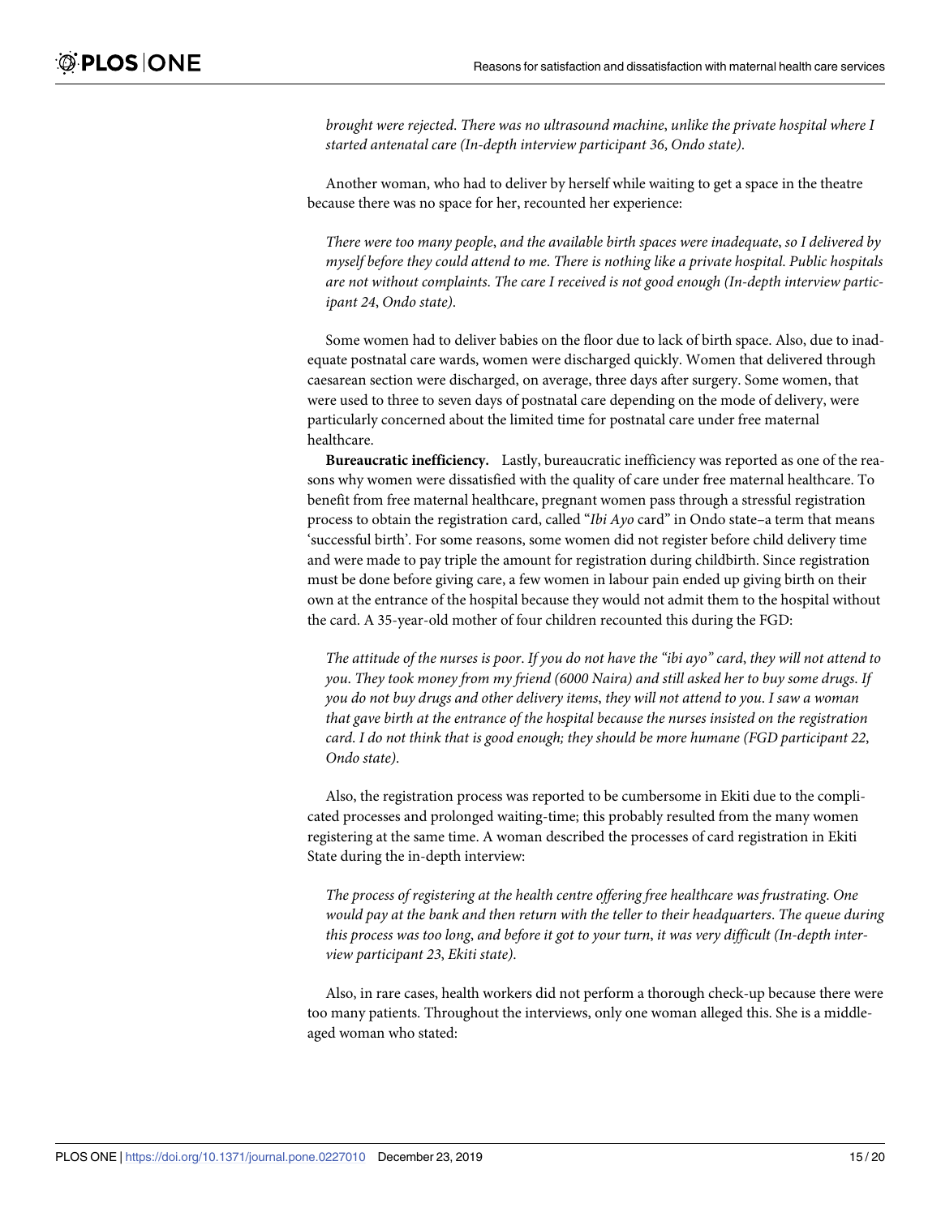*brought were rejected. There was no ultrasound machine, unlike the private hospital where I started antenatal care (In-depth interview participant 36, Ondo state).*

Another woman, who had to deliver by herself while waiting to get a space in the theatre because there was no space for her, recounted her experience:

*There were too many people, and the available birth spaces were inadequate, so I delivered by myself before they could attend to me. There is nothing like a private hospital. Public hospitals are not without complaints. The care I received is not good enough (In-depth interview participant 24, Ondo state).*

Some women had to deliver babies on the floor due to lack of birth space. Also, due to inadequate postnatal care wards, women were discharged quickly. Women that delivered through caesarean section were discharged, on average, three days after surgery. Some women, that were used to three to seven days of postnatal care depending on the mode of delivery, were particularly concerned about the limited time for postnatal care under free maternal healthcare.

**Bureaucratic inefficiency.** Lastly, bureaucratic inefficiency was reported as one of the reasons why women were dissatisfied with the quality of care under free maternal healthcare. To benefit from free maternal healthcare, pregnant women pass through a stressful registration process to obtain the registration card, called "*Ibi Ayo* card" in Ondo state–a term that means 'successful birth'. For some reasons, some women did not register before child delivery time and were made to pay triple the amount for registration during childbirth. Since registration must be done before giving care, a few women in labour pain ended up giving birth on their own at the entrance of the hospital because they would not admit them to the hospital without the card. A 35-year-old mother of four children recounted this during the FGD:

*The attitude of the nurses is poor. If you do not have the "ibi ayo" card, they will not attend to you. They took money from my friend (6000 Naira) and still asked her to buy some drugs. If you do not buy drugs and other delivery items, they will not attend to you. I saw a woman that gave birth at the entrance of the hospital because the nurses insisted on the registration card. I do not think that is good enough; they should be more humane (FGD participant 22, Ondo state).*

Also, the registration process was reported to be cumbersome in Ekiti due to the complicated processes and prolonged waiting-time; this probably resulted from the many women registering at the same time. A woman described the processes of card registration in Ekiti State during the in-depth interview:

*The process of registering at the health centre offering free healthcare was frustrating. One would pay at the bank and then return with the teller to their headquarters. The queue during this process was too long, and before it got to your turn, it was very difficult (In-depth interview participant 23, Ekiti state).*

Also, in rare cases, health workers did not perform a thorough check-up because there were too many patients. Throughout the interviews, only one woman alleged this. She is a middle-aged woman who stated: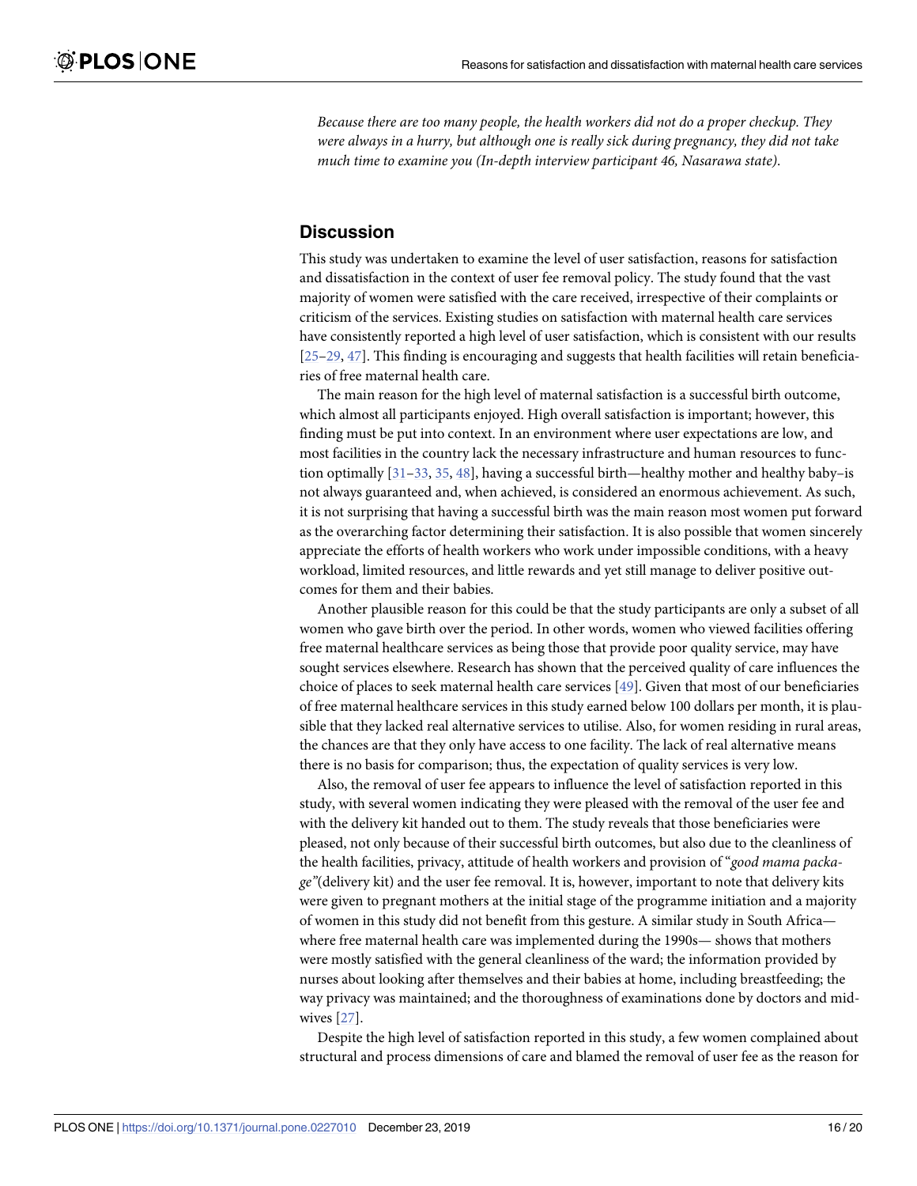*Because there are too many people, the health workers did not do a proper checkup. They were always in a hurry, but although one is really sick during pregnancy, they did not take much time to examine you (In-depth interview participant 46, Nasarawa state).*

## Discussion

This study was undertaken to examine the level of user satisfaction, reasons for satisfaction and dissatisfaction in the context of user fee removal policy. The study found that the vast majority of women were satisfied with the care received, irrespective of their complaints or criticism of the services. Existing studies on satisfaction with maternal health care services have consistently reported a high level of user satisfaction, which is consistent with our results [25–29, 47]. This finding is encouraging and suggests that health facilities will retain beneficiaries of free maternal health care.

The main reason for the high level of maternal satisfaction is a successful birth outcome, which almost all participants enjoyed. High overall satisfaction is important; however, this finding must be put into context. In an environment where user expectations are low, and most facilities in the country lack the necessary infrastructure and human resources to function optimally [31–33, 35, 48], having a successful birth—healthy mother and healthy baby–is not always guaranteed and, when achieved, is considered an enormous achievement. As such, it is not surprising that having a successful birth was the main reason most women put forward as the overarching factor determining their satisfaction. It is also possible that women sincerely appreciate the efforts of health workers who work under impossible conditions, with a heavy workload, limited resources, and little rewards and yet still manage to deliver positive outcomes for them and their babies.

Another plausible reason for this could be that the study participants are only a subset of all women who gave birth over the period. In other words, women who viewed facilities offering free maternal healthcare services as being those that provide poor quality service, may have sought services elsewhere. Research has shown that the perceived quality of care influences the choice of places to seek maternal health care services [49]. Given that most of our beneficiaries of free maternal healthcare services in this study earned below 100 dollars per month, it is plausible that they lacked real alternative services to utilise. Also, for women residing in rural areas, the chances are that they only have access to one facility. The lack of real alternative means there is no basis for comparison; thus, the expectation of quality services is very low.

Also, the removal of user fee appears to influence the level of satisfaction reported in this study, with several women indicating they were pleased with the removal of the user fee and with the delivery kit handed out to them. The study reveals that those beneficiaries were pleased, not only because of their successful birth outcomes, but also due to the cleanliness of the health facilities, privacy, attitude of health workers and provision of "*good mama package*"(delivery kit) and the user fee removal. It is, however, important to note that delivery kits were given to pregnant mothers at the initial stage of the programme initiation and a majority of women in this study did not benefit from this gesture. A similar study in South Africa—where free maternal health care was implemented during the 1990s— shows that mothers were mostly satisfied with the general cleanliness of the ward; the information provided by nurses about looking after themselves and their babies at home, including breastfeeding; the way privacy was maintained; and the thoroughness of examinations done by doctors and midwives [27].

Despite the high level of satisfaction reported in this study, a few women complained about structural and process dimensions of care and blamed the removal of user fee as the reason for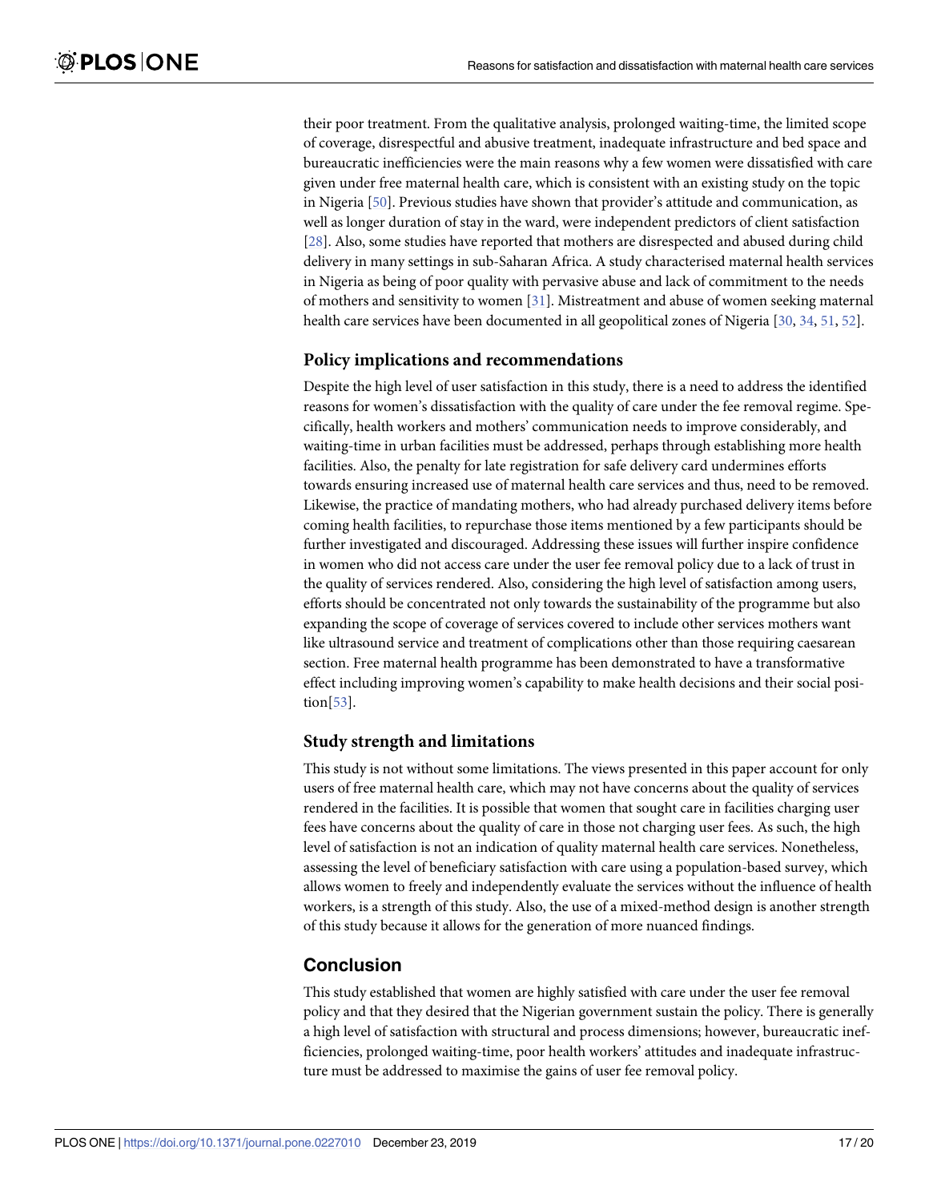their poor treatment. From the qualitative analysis, prolonged waiting-time, the limited scope of coverage, disrespectful and abusive treatment, inadequate infrastructure and bed space and bureaucratic inefficiencies were the main reasons why a few women were dissatisfied with care given under free maternal health care, which is consistent with an existing study on the topic in Nigeria [50]. Previous studies have shown that provider's attitude and communication, as well as longer duration of stay in the ward, were independent predictors of client satisfaction [28]. Also, some studies have reported that mothers are disrespected and abused during child delivery in many settings in sub-Saharan Africa. A study characterised maternal health services in Nigeria as being of poor quality with pervasive abuse and lack of commitment to the needs of mothers and sensitivity to women [31]. Mistreatment and abuse of women seeking maternal health care services have been documented in all geopolitical zones of Nigeria [30, 34, 51, 52].

### Policy implications and recommendations

Despite the high level of user satisfaction in this study, there is a need to address the identified reasons for women's dissatisfaction with the quality of care under the fee removal regime. Specifically, health workers and mothers' communication needs to improve considerably, and waiting-time in urban facilities must be addressed, perhaps through establishing more health facilities. Also, the penalty for late registration for safe delivery card undermines efforts towards ensuring increased use of maternal health care services and thus, need to be removed. Likewise, the practice of mandating mothers, who had already purchased delivery items before coming health facilities, to repurchase those items mentioned by a few participants should be further investigated and discouraged. Addressing these issues will further inspire confidence in women who did not access care under the user fee removal policy due to a lack of trust in the quality of services rendered. Also, considering the high level of satisfaction among users, efforts should be concentrated not only towards the sustainability of the programme but also expanding the scope of coverage of services covered to include other services mothers want like ultrasound service and treatment of complications other than those requiring caesarean section. Free maternal health programme has been demonstrated to have a transformative effect including improving women's capability to make health decisions and their social position[53].

### Study strength and limitations

This study is not without some limitations. The views presented in this paper account for only users of free maternal health care, which may not have concerns about the quality of services rendered in the facilities. It is possible that women that sought care in facilities charging user fees have concerns about the quality of care in those not charging user fees. As such, the high level of satisfaction is not an indication of quality maternal health care services. Nonetheless, assessing the level of beneficiary satisfaction with care using a population-based survey, which allows women to freely and independently evaluate the services without the influence of health workers, is a strength of this study. Also, the use of a mixed-method design is another strength of this study because it allows for the generation of more nuanced findings.

## Conclusion

This study established that women are highly satisfied with care under the user fee removal policy and that they desired that the Nigerian government sustain the policy. There is generally a high level of satisfaction with structural and process dimensions; however, bureaucratic inefficiencies, prolonged waiting-time, poor health workers' attitudes and inadequate infrastructure must be addressed to maximise the gains of user fee removal policy.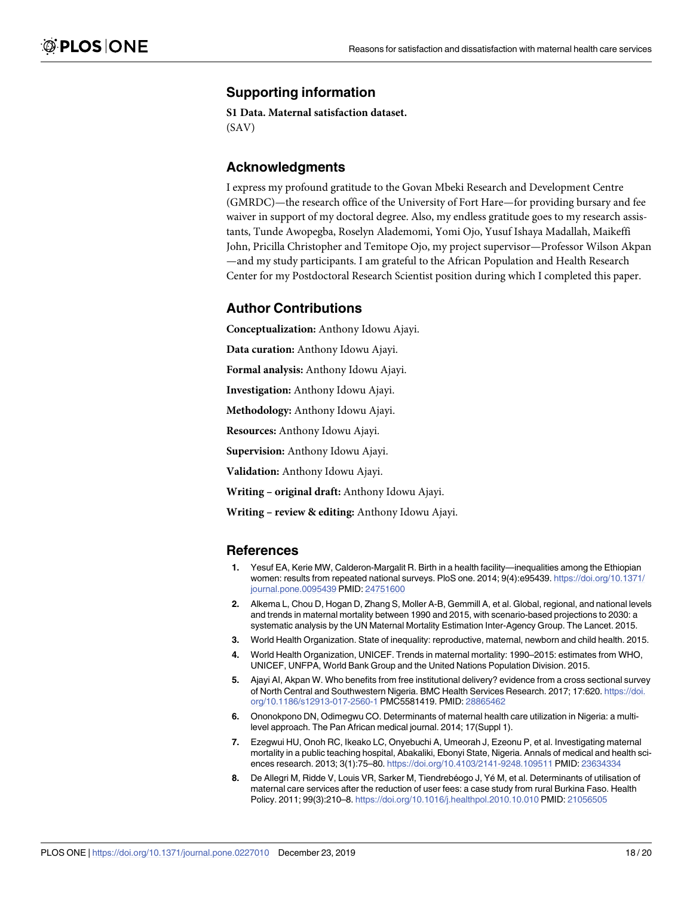## Supporting information

**S1 Data. Maternal satisfaction dataset.**
(SAV)

## Acknowledgments

I express my profound gratitude to the Govan Mbeki Research and Development Centre (GMRDC)—the research office of the University of Fort Hare—for providing bursary and fee waiver in support of my doctoral degree. Also, my endless gratitude goes to my research assistants, Tunde Awopegba, Roselyn Alademomi, Yomi Ojo, Yusuf Ishaya Madallah, Maikeffi John, Pricilla Christopher and Temitope Ojo, my project supervisor—Professor Wilson Akpan—and my study participants. I am grateful to the African Population and Health Research Center for my Postdoctoral Research Scientist position during which I completed this paper.

## Author Contributions

**Conceptualization:** Anthony Idowu Ajayi.

**Data curation:** Anthony Idowu Ajayi.

**Formal analysis:** Anthony Idowu Ajayi.

**Investigation:** Anthony Idowu Ajayi.

**Methodology:** Anthony Idowu Ajayi.

**Resources:** Anthony Idowu Ajayi.

**Supervision:** Anthony Idowu Ajayi.

**Validation:** Anthony Idowu Ajayi.

**Writing – original draft:** Anthony Idowu Ajayi.

**Writing – review & editing:** Anthony Idowu Ajayi.

## References

1. Yesuf EA, Kerie MW, Calderon-Margalit R. Birth in a health facility—inequalities among the Ethiopian women: results from repeated national surveys. PloS one. 2014; 9(4):e95439. https://doi.org/10.1371/journal.pone.0095439 PMID: 24751600
2. Alkema L, Chou D, Hogan D, Zhang S, Moller A-B, Gemmill A, et al. Global, regional, and national levels and trends in maternal mortality between 1990 and 2015, with scenario-based projections to 2030: a systematic analysis by the UN Maternal Mortality Estimation Inter-Agency Group. The Lancet. 2015.
3. World Health Organization. State of inequality: reproductive, maternal, newborn and child health. 2015.
4. World Health Organization, UNICEF. Trends in maternal mortality: 1990–2015: estimates from WHO, UNICEF, UNFPA, World Bank Group and the United Nations Population Division. 2015.
5. Ajayi AI, Akpan W. Who benefits from free institutional delivery? evidence from a cross sectional survey of North Central and Southwestern Nigeria. BMC Health Services Research. 2017; 17:620. https://doi.org/10.1186/s12913-017-2560-1 PMC5581419. PMID: 28865462
6. Ononokpono DN, Odimegwu CO. Determinants of maternal health care utilization in Nigeria: a multilevel approach. The Pan African medical journal. 2014; 17(Suppl 1).
7. Ezegwui HU, Onoh RC, Ikeako LC, Onyebuchi A, Umeorah J, Ezeonu P, et al. Investigating maternal mortality in a public teaching hospital, Abakaliki, Ebonyi State, Nigeria. Annals of medical and health sciences research. 2013; 3(1):75–80. https://doi.org/10.4103/2141-9248.109511 PMID: 23634334
8. De Allegri M, Ridde V, Louis VR, Sarker M, Tiendrebéogo J, Yé M, et al. Determinants of utilisation of maternal care services after the reduction of user fees: a case study from rural Burkina Faso. Health Policy. 2011; 99(3):210–8. https://doi.org/10.1016/j.healthpol.2010.10.010 PMID: 21056505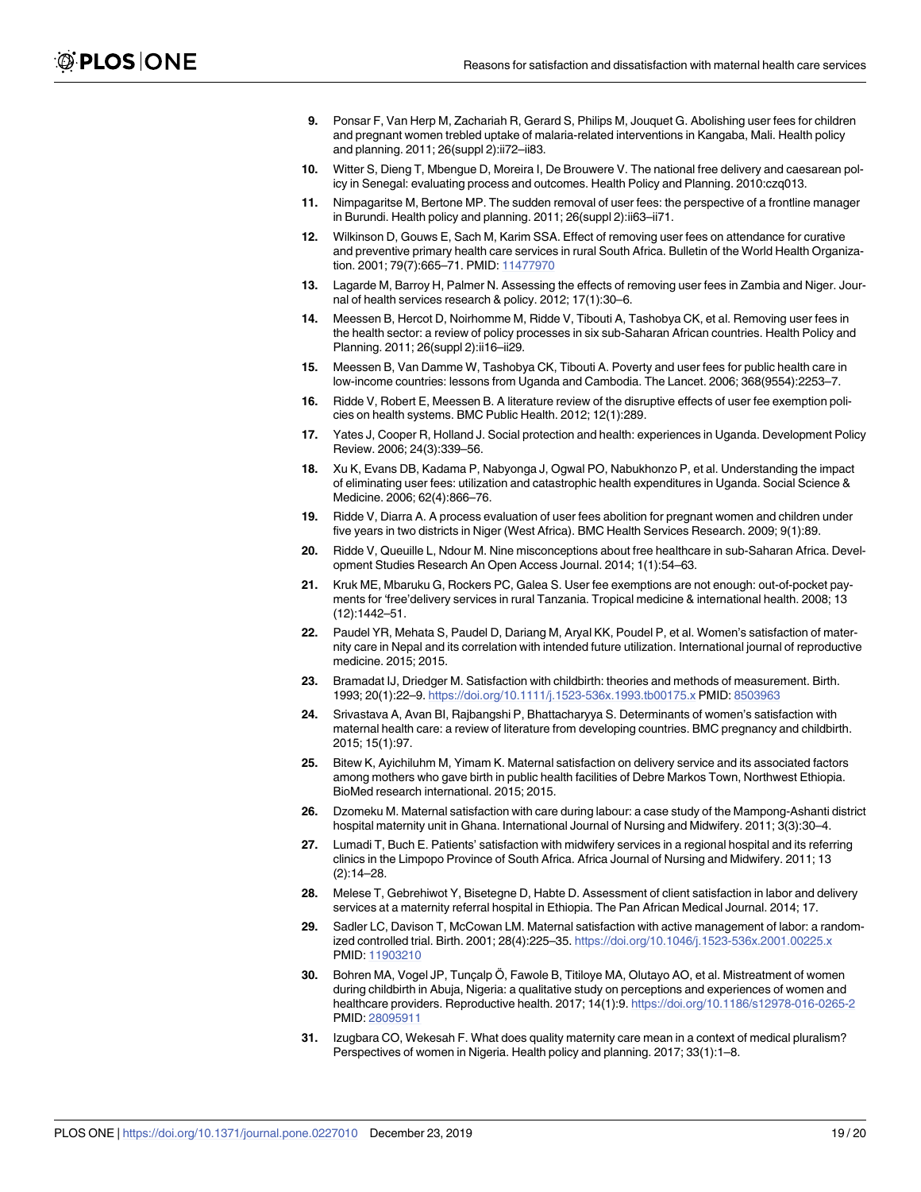9. Ponsar F, Van Herp M, Zachariah R, Gerard S, Philips M, Jouquet G. Abolishing user fees for children and pregnant women trebled uptake of malaria-related interventions in Kangaba, Mali. Health policy and planning. 2011; 26(suppl 2):ii72–ii83.
10. Witter S, Dieng T, Mbengue D, Moreira I, De Brouwere V. The national free delivery and caesarean policy in Senegal: evaluating process and outcomes. Health Policy and Planning. 2010:czq013.
11. Nimpagaritse M, Bertone MP. The sudden removal of user fees: the perspective of a frontline manager in Burundi. Health policy and planning. 2011; 26(suppl 2):ii63–ii71.
12. Wilkinson D, Gouws E, Sach M, Karim SSA. Effect of removing user fees on attendance for curative and preventive primary health care services in rural South Africa. Bulletin of the World Health Organization. 2001; 79(7):665–71. PMID: 11477970
13. Lagarde M, Barroy H, Palmer N. Assessing the effects of removing user fees in Zambia and Niger. Journal of health services research & policy. 2012; 17(1):30–6.
14. Meessen B, Hercot D, Noirhomme M, Ridde V, Tibouti A, Tashobya CK, et al. Removing user fees in the health sector: a review of policy processes in six sub-Saharan African countries. Health Policy and Planning. 2011; 26(suppl 2):ii16–ii29.
15. Meessen B, Van Damme W, Tashobya CK, Tibouti A. Poverty and user fees for public health care in low-income countries: lessons from Uganda and Cambodia. The Lancet. 2006; 368(9554):2253–7.
16. Ridde V, Robert E, Meessen B. A literature review of the disruptive effects of user fee exemption policies on health systems. BMC Public Health. 2012; 12(1):289.
17. Yates J, Cooper R, Holland J. Social protection and health: experiences in Uganda. Development Policy Review. 2006; 24(3):339–56.
18. Xu K, Evans DB, Kadama P, Nabyonga J, Ogwal PO, Nabukhonzo P, et al. Understanding the impact of eliminating user fees: utilization and catastrophic health expenditures in Uganda. Social Science & Medicine. 2006; 62(4):866–76.
19. Ridde V, Diarra A. A process evaluation of user fees abolition for pregnant women and children under five years in two districts in Niger (West Africa). BMC Health Services Research. 2009; 9(1):89.
20. Ridde V, Queuille L, Ndour M. Nine misconceptions about free healthcare in sub-Saharan Africa. Development Studies Research An Open Access Journal. 2014; 1(1):54–63.
21. Kruk ME, Mbaruku G, Rockers PC, Galea S. User fee exemptions are not enough: out-of-pocket payments for 'free'delivery services in rural Tanzania. Tropical medicine & international health. 2008; 13 (12):1442–51.
22. Paudel YR, Mehata S, Paudel D, Dariang M, Aryal KK, Poudel P, et al. Women's satisfaction of maternity care in Nepal and its correlation with intended future utilization. International journal of reproductive medicine. 2015; 2015.
23. Bramadat IJ, Driedger M. Satisfaction with childbirth: theories and methods of measurement. Birth. 1993; 20(1):22–9. https://doi.org/10.1111/j.1523-536x.1993.tb00175.x PMID: 8503963
24. Srivastava A, Avan BI, Rajbangshi P, Bhattacharyya S. Determinants of women's satisfaction with maternal health care: a review of literature from developing countries. BMC pregnancy and childbirth. 2015; 15(1):97.
25. Bitew K, Ayichiluhm M, Yimam K. Maternal satisfaction on delivery service and its associated factors among mothers who gave birth in public health facilities of Debre Markos Town, Northwest Ethiopia. BioMed research international. 2015; 2015.
26. Dzomeku M. Maternal satisfaction with care during labour: a case study of the Mampong-Ashanti district hospital maternity unit in Ghana. International Journal of Nursing and Midwifery. 2011; 3(3):30–4.
27. Lumadi T, Buch E. Patients' satisfaction with midwifery services in a regional hospital and its referring clinics in the Limpopo Province of South Africa. Africa Journal of Nursing and Midwifery. 2011; 13 (2):14–28.
28. Melese T, Gebrehiwot Y, Bisetegne D, Habte D. Assessment of client satisfaction in labor and delivery services at a maternity referral hospital in Ethiopia. The Pan African Medical Journal. 2014; 17.
29. Sadler LC, Davison T, McCowan LM. Maternal satisfaction with active management of labor: a randomized controlled trial. Birth. 2001; 28(4):225–35. https://doi.org/10.1046/j.1523-536x.2001.00225.x PMID: 11903210
30. Bohren MA, Vogel JP, Tunçalp Ö, Fawole B, Titiloye MA, Olutayo AO, et al. Mistreatment of women during childbirth in Abuja, Nigeria: a qualitative study on perceptions and experiences of women and healthcare providers. Reproductive health. 2017; 14(1):9. https://doi.org/10.1186/s12978-016-0265-2 PMID: 28095911
31. Izugbara CO, Wekesah F. What does quality maternity care mean in a context of medical pluralism? Perspectives of women in Nigeria. Health policy and planning. 2017; 33(1):1–8.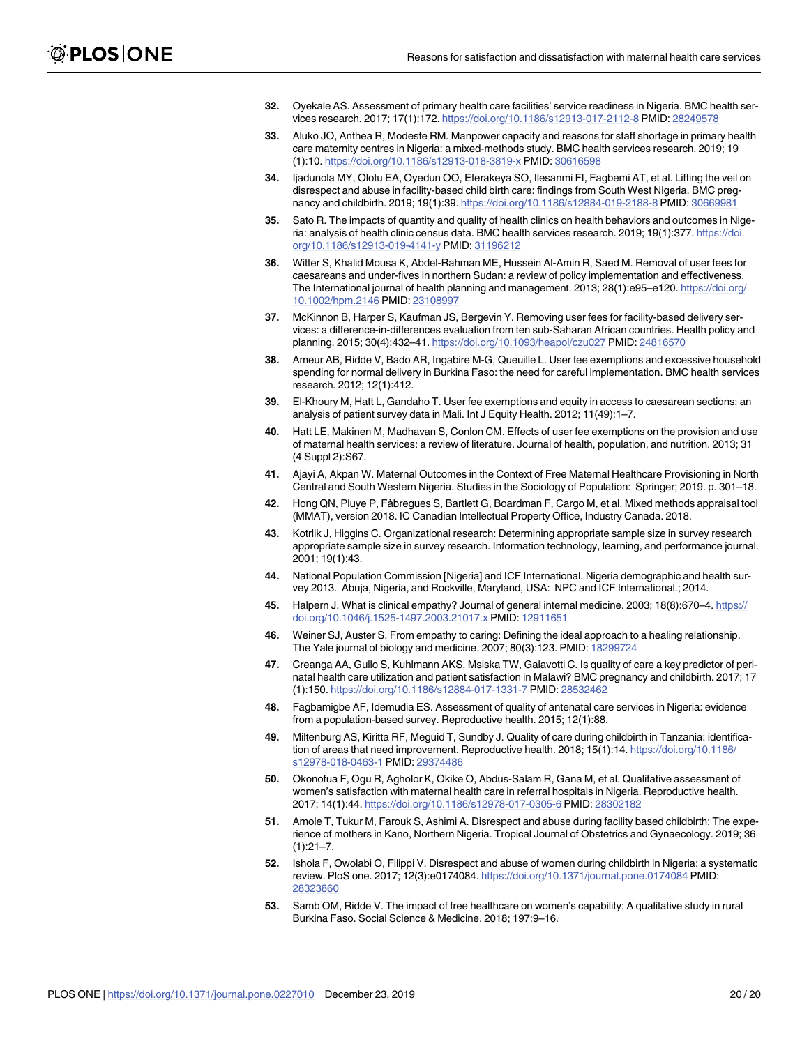32. Oyekale AS. Assessment of primary health care facilities' service readiness in Nigeria. BMC health services research. 2017; 17(1):172. https://doi.org/10.1186/s12913-017-2112-8 PMID: 28249578

33. Aluko JO, Anthea R, Modeste RM. Manpower capacity and reasons for staff shortage in primary health care maternity centres in Nigeria: a mixed-methods study. BMC health services research. 2019; 19 (1):10. https://doi.org/10.1186/s12913-018-3819-x PMID: 30616598

34. Ijadunola MY, Olotu EA, Oyedun OO, Eferakeya SO, Ilesanmi FI, Fagbemi AT, et al. Lifting the veil on disrespect and abuse in facility-based child birth care: findings from South West Nigeria. BMC pregnancy and childbirth. 2019; 19(1):39. https://doi.org/10.1186/s12884-019-2188-8 PMID: 30669981

35. Sato R. The impacts of quantity and quality of health clinics on health behaviors and outcomes in Nigeria: analysis of health clinic census data. BMC health services research. 2019; 19(1):377. https://doi.org/10.1186/s12913-019-4141-y PMID: 31196212

36. Witter S, Khalid Mousa K, Abdel-Rahman ME, Hussein Al-Amin R, Saed M. Removal of user fees for caesareans and under-fives in northern Sudan: a review of policy implementation and effectiveness. The International journal of health planning and management. 2013; 28(1):e95–e120. https://doi.org/10.1002/hpm.2146 PMID: 23108997

37. McKinnon B, Harper S, Kaufman JS, Bergevin Y. Removing user fees for facility-based delivery services: a difference-in-differences evaluation from ten sub-Saharan African countries. Health policy and planning. 2015; 30(4):432–41. https://doi.org/10.1093/heapol/czu027 PMID: 24816570

38. Ameur AB, Ridde V, Bado AR, Ingabire M-G, Queuille L. User fee exemptions and excessive household spending for normal delivery in Burkina Faso: the need for careful implementation. BMC health services research. 2012; 12(1):412.

39. El-Khoury M, Hatt L, Gandaho T. User fee exemptions and equity in access to caesarean sections: an analysis of patient survey data in Mali. Int J Equity Health. 2012; 11(49):1–7.

40. Hatt LE, Makinen M, Madhavan S, Conlon CM. Effects of user fee exemptions on the provision and use of maternal health services: a review of literature. Journal of health, population, and nutrition. 2013; 31 (4 Suppl 2):S67.

41. Ajayi A, Akpan W. Maternal Outcomes in the Context of Free Maternal Healthcare Provisioning in North Central and South Western Nigeria. Studies in the Sociology of Population: Springer; 2019. p. 301–18.

42. Hong QN, Pluye P, Fàbregues S, Bartlett G, Boardman F, Cargo M, et al. Mixed methods appraisal tool (MMAT), version 2018. IC Canadian Intellectual Property Office, Industry Canada. 2018.

43. Kotrlik J, Higgins C. Organizational research: Determining appropriate sample size in survey research appropriate sample size in survey research. Information technology, learning, and performance journal. 2001; 19(1):43.

44. National Population Commission [Nigeria] and ICF International. Nigeria demographic and health survey 2013. Abuja, Nigeria, and Rockville, Maryland, USA: NPC and ICF International.; 2014.

45. Halpern J. What is clinical empathy? Journal of general internal medicine. 2003; 18(8):670–4. https://doi.org/10.1046/j.1525-1497.2003.21017.x PMID: 12911651

46. Weiner SJ, Auster S. From empathy to caring: Defining the ideal approach to a healing relationship. The Yale journal of biology and medicine. 2007; 80(3):123. PMID: 18299724

47. Creanga AA, Gullo S, Kuhlmann AKS, Msiska TW, Galavotti C. Is quality of care a key predictor of perinatal health care utilization and patient satisfaction in Malawi? BMC pregnancy and childbirth. 2017; 17 (1):150. https://doi.org/10.1186/s12884-017-1331-7 PMID: 28532462

48. Fagbamigbe AF, Idemudia ES. Assessment of quality of antenatal care services in Nigeria: evidence from a population-based survey. Reproductive health. 2015; 12(1):88.

49. Miltenburg AS, Kiritta RF, Meguid T, Sundby J. Quality of care during childbirth in Tanzania: identification of areas that need improvement. Reproductive health. 2018; 15(1):14. https://doi.org/10.1186/s12978-018-0463-1 PMID: 29374486

50. Okonofua F, Ogu R, Agholor K, Okike O, Abdus-Salam R, Gana M, et al. Qualitative assessment of women's satisfaction with maternal health care in referral hospitals in Nigeria. Reproductive health. 2017; 14(1):44. https://doi.org/10.1186/s12978-017-0305-6 PMID: 28302182

51. Amole T, Tukur M, Farouk S, Ashimi A. Disrespect and abuse during facility based childbirth: The experience of mothers in Kano, Northern Nigeria. Tropical Journal of Obstetrics and Gynaecology. 2019; 36 (1):21–7.

52. Ishola F, Owolabi O, Filippi V. Disrespect and abuse of women during childbirth in Nigeria: a systematic review. PloS one. 2017; 12(3):e0174084. https://doi.org/10.1371/journal.pone.0174084 PMID: 28323860

53. Samb OM, Ridde V. The impact of free healthcare on women's capability: A qualitative study in rural Burkina Faso. Social Science & Medicine. 2018; 197:9–16.